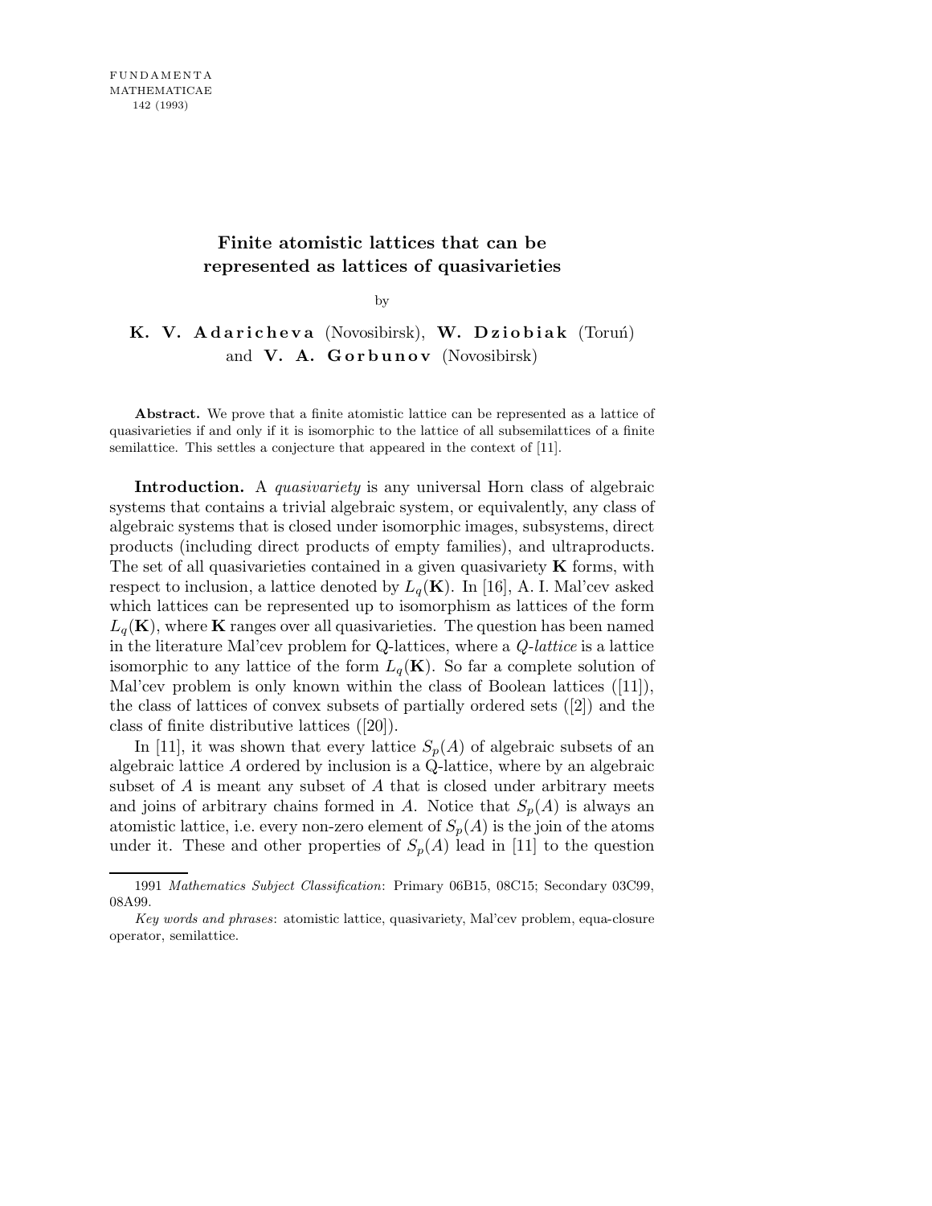# Finite atomistic lattices that can be represented as lattices of quasivarieties

by

**K. V. Adaricheva** (Novosibirsk), **W. Dziobiak** (Toruń) and **V. A. Gorbunov** (Novosibirsk)

**Abstract.** We prove that a finite atomistic lattice can be represented as a lattice of quasivarieties if and only if it is isomorphic to the lattice of all subsemilattices of a finite semilattice. This settles a conjecture that appeared in the context of [11].

**Introduction.** A *quasivariety* is any universal Horn class of algebraic systems that contains a trivial algebraic system, or equivalently, any class of algebraic systems that is closed under isomorphic images, subsystems, direct products (including direct products of empty families), and ultraproducts. The set of all quasivarieties contained in a given quasivariety $\mathbf{K}$ forms, with respect to inclusion, a lattice denoted by $L_q(\mathbf{K})$. In [16], A. I. Mal'cev asked which lattices can be represented up to isomorphism as lattices of the form $L_q(\mathbf{K})$, where $\mathbf{K}$ ranges over all quasivarieties. The question has been named in the literature Mal'cev problem for Q-lattices, where a *Q-lattice* is a lattice isomorphic to any lattice of the form $L_q(\mathbf{K})$. So far a complete solution of Mal'cev problem is only known within the class of Boolean lattices ([11]), the class of lattices of convex subsets of partially ordered sets ([2]) and the class of finite distributive lattices ([20]).

In [11], it was shown that every lattice $S_p(A)$ of algebraic subsets of an algebraic lattice $A$ ordered by inclusion is a Q-lattice, where by an algebraic subset of $A$ is meant any subset of $A$ that is closed under arbitrary meets and joins of arbitrary chains formed in $A$. Notice that $S_p(A)$ is always an atomistic lattice, i.e. every non-zero element of $S_p(A)$ is the join of the atoms under it. These and other properties of $S_p(A)$ lead in [11] to the question

1991 *Mathematics Subject Classification*: Primary 06B15, 08C15; Secondary 03C99, 08A99.

*Key words and phrases*: atomistic lattice, quasivariety, Mal'cev problem, equa-closure operator, semilattice.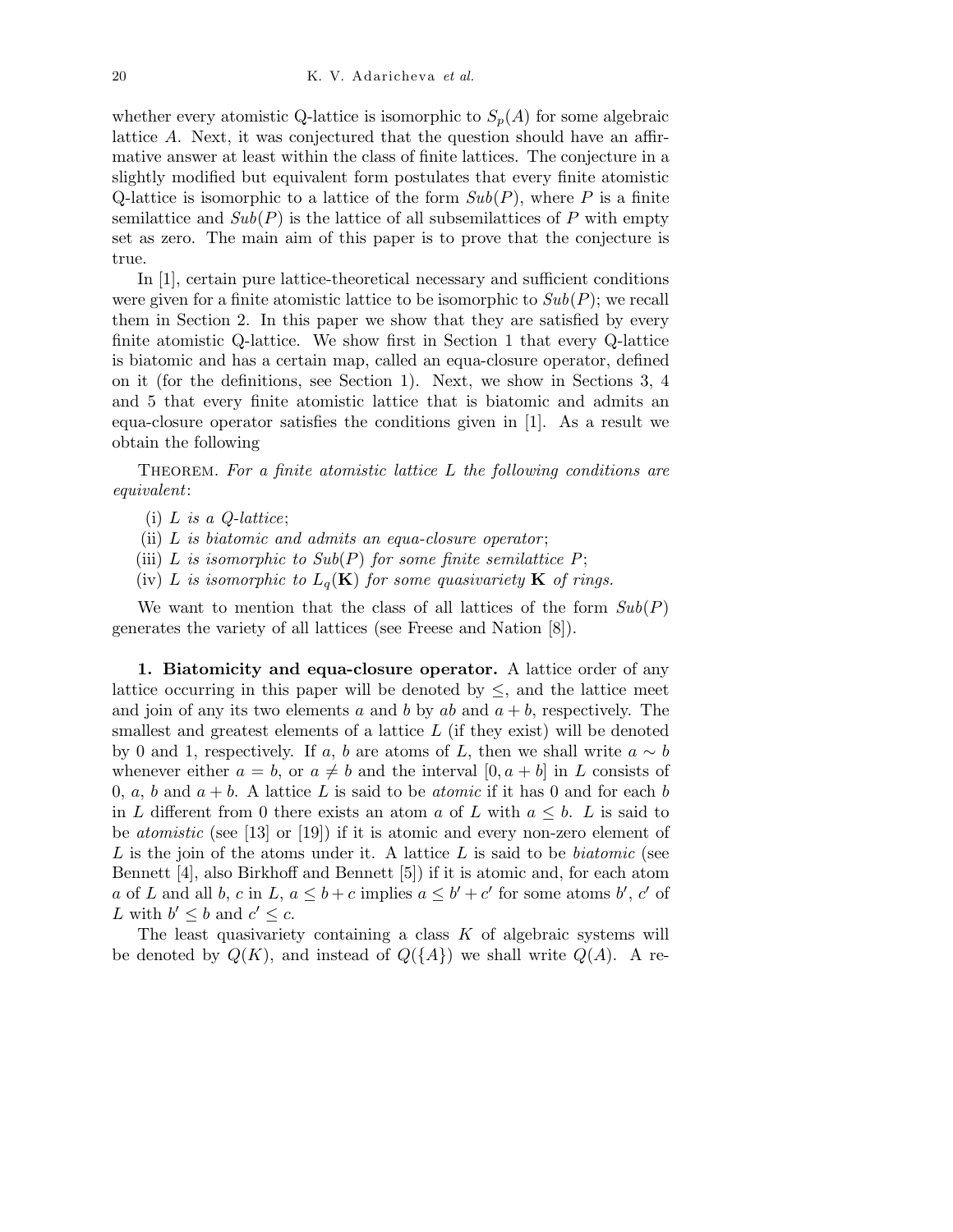whether every atomistic Q-lattice is isomorphic to $S_p(A)$ for some algebraic lattice $A$. Next, it was conjectured that the question should have an affirmative answer at least within the class of finite lattices. The conjecture in a slightly modified but equivalent form postulates that every finite atomistic Q-lattice is isomorphic to a lattice of the form $Sub(P)$, where $P$ is a finite semilattice and $Sub(P)$ is the lattice of all subsemilattices of $P$ with empty set as zero. The main aim of this paper is to prove that the conjecture is true.

In [1], certain pure lattice-theoretical necessary and sufficient conditions were given for a finite atomistic lattice to be isomorphic to $Sub(P)$; we recall them in Section 2. In this paper we show that they are satisfied by every finite atomistic Q-lattice. We show first in Section 1 that every Q-lattice is biatomic and has a certain map, called an equa-closure operator, defined on it (for the definitions, see Section 1). Next, we show in Sections 3, 4 and 5 that every finite atomistic lattice that is biatomic and admits an equa-closure operator satisfies the conditions given in [1]. As a result we obtain the following

Theorem. *For a finite atomistic lattice $L$ the following conditions are equivalent*:

- (i) *$L$ is a Q-lattice*;
- (ii) *$L$ is biatomic and admits an equa-closure operator*;
- (iii) *$L$ is isomorphic to $Sub(P)$ for some finite semilattice $P$*;
- (iv) *$L$ is isomorphic to $L_q(\mathbf{K})$ for some quasivariety $\mathbf{K}$ of rings.*

We want to mention that the class of all lattices of the form $Sub(P)$ generates the variety of all lattices (see Freese and Nation [8]).

**1. Biatomicity and equa-closure operator.** A lattice order of any lattice occurring in this paper will be denoted by $\leq$, and the lattice meet and join of any its two elements $a$ and $b$ by $ab$ and $a + b$, respectively. The smallest and greatest elements of a lattice $L$ (if they exist) will be denoted by 0 and 1, respectively. If $a$, $b$ are atoms of $L$, then we shall write $a \sim b$ whenever either $a = b$, or $a \neq b$ and the interval $[0, a + b]$ in $L$ consists of 0, $a$, $b$ and $a + b$. A lattice $L$ is said to be *atomic* if it has 0 and for each $b$ in $L$ different from 0 there exists an atom $a$ of $L$ with $a \leq b$. $L$ is said to be *atomistic* (see [13] or [19]) if it is atomic and every non-zero element of $L$ is the join of the atoms under it. A lattice $L$ is said to be *biatomic* (see Bennett [4], also Birkhoff and Bennett [5]) if it is atomic and, for each atom $a$ of $L$ and all $b$, $c$ in $L$, $a \leq b + c$ implies $a \leq b' + c'$ for some atoms $b'$, $c'$ of $L$ with $b' \leq b$ and $c' \leq c$.

The least quasivariety containing a class $K$ of algebraic systems will be denoted by $Q(K)$, and instead of $Q(\{A\})$ we shall write $Q(A)$. A re-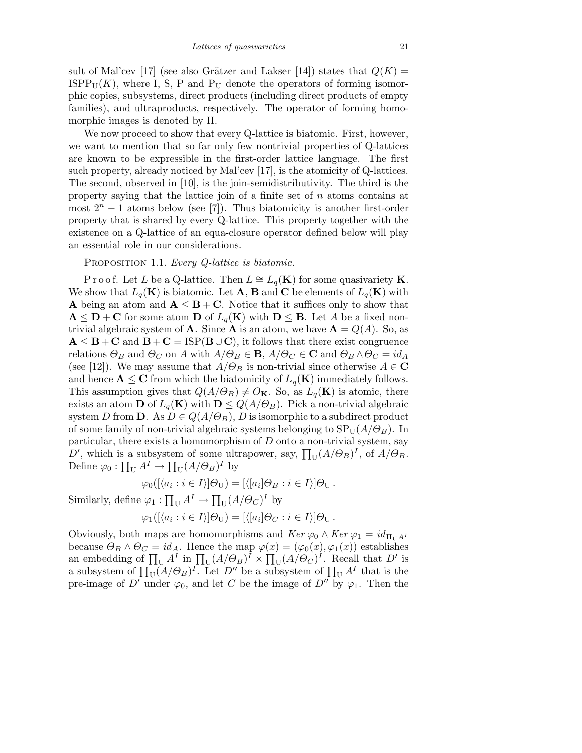sult of Mal'cev [17] (see also Grätzer and Lakser [14]) states that $Q(K) = \mathrm{ISPP_U}(K)$, where I, S, P and $\mathrm{P_U}$ denote the operators of forming isomorphic copies, subsystems, direct products (including direct products of empty families), and ultraproducts, respectively. The operator of forming homomorphic images is denoted by H.

We now proceed to show that every Q-lattice is biatomic. First, however, we want to mention that so far only few nontrivial properties of Q-lattices are known to be expressible in the first-order lattice language. The first such property, already noticed by Mal'cev [17], is the atomicity of Q-lattices. The second, observed in [10], is the join-semidistributivity. The third is the property saying that the lattice join of a finite set of $n$ atoms contains at most $2^n - 1$ atoms below (see [7]). Thus biatomicity is another first-order property that is shared by every Q-lattice. This property together with the existence on a Q-lattice of an equa-closure operator defined below will play an essential role in our considerations.

Proposition 1.1. *Every Q-lattice is biatomic.*

Proof. Let $L$ be a Q-lattice. Then $L \cong L_q(\mathbf{K})$ for some quasivariety $\mathbf{K}$. We show that $L_q(\mathbf{K})$ is biatomic. Let $\mathbf{A}$, $\mathbf{B}$ and $\mathbf{C}$ be elements of $L_q(\mathbf{K})$ with $\mathbf{A}$ being an atom and $\mathbf{A} \leq \mathbf{B} + \mathbf{C}$. Notice that it suffices only to show that $\mathbf{A} \leq \mathbf{D} + \mathbf{C}$ for some atom $\mathbf{D}$ of $L_q(\mathbf{K})$ with $\mathbf{D} \leq \mathbf{B}$. Let $A$ be a fixed non-trivial algebraic system of $\mathbf{A}$. Since $\mathbf{A}$ is an atom, we have $\mathbf{A} = Q(A)$. So, as $\mathbf{A} \leq \mathbf{B} + \mathbf{C}$ and $\mathbf{B} + \mathbf{C} = \mathrm{ISP}(\mathbf{B} \cup \mathbf{C})$, it follows that there exist congruence relations $\Theta_B$ and $\Theta_C$ on $A$ with $A/\Theta_B \in \mathbf{B}$, $A/\Theta_C \in \mathbf{C}$ and $\Theta_B \wedge \Theta_C = id_A$ (see [12]). We may assume that $A/\Theta_B$ is non-trivial since otherwise $A \in \mathbf{C}$ and hence $\mathbf{A} \leq \mathbf{C}$ from which the biatomicity of $L_q(\mathbf{K})$ immediately follows. This assumption gives that $Q(A/\Theta_B) \neq O_{\mathbf{K}}$. So, as $L_q(\mathbf{K})$ is atomic, there exists an atom $\mathbf{D}$ of $L_q(\mathbf{K})$ with $\mathbf{D} \leq Q(A/\Theta_B)$. Pick a non-trivial algebraic system $D$ from $\mathbf{D}$. As $D \in Q(A/\Theta_B)$, $D$ is isomorphic to a subdirect product of some family of non-trivial algebraic systems belonging to $\mathrm{SP_U}(A/\Theta_B)$. In particular, there exists a homomorphism of $D$ onto a non-trivial system, say $D'$, which is a subsystem of some ultrapower, say, $\prod_{\mathrm{U}}(A/\Theta_B)^I$, of $A/\Theta_B$. Define $\varphi_0 : \prod_{\mathrm{U}} A^I \to \prod_{\mathrm{U}}(A/\Theta_B)^I$ by

$$\varphi_0([\langle a_i : i \in I\rangle]\Theta_{\mathrm{U}}) = [\langle [a_i]\Theta_B : i \in I\rangle]\Theta_{\mathrm{U}}\,.$$

Similarly, define $\varphi_1 : \prod_{\mathrm{U}} A^I \to \prod_{\mathrm{U}}(A/\Theta_C)^I$ by

$$\varphi_1([\langle a_i : i \in I\rangle]\Theta_{\mathrm{U}}) = [\langle [a_i]\Theta_C : i \in I\rangle]\Theta_{\mathrm{U}}\,.$$

Obviously, both maps are homomorphisms and $\mathit{Ker}\,\varphi_0 \wedge \mathit{Ker}\,\varphi_1 = id_{\prod_{\mathrm{U}} A^I}$ because $\Theta_B \wedge \Theta_C = id_A$. Hence the map $\varphi(x) = (\varphi_0(x), \varphi_1(x))$ establishes an embedding of $\prod_{\mathrm{U}} A^I$ in $\prod_{\mathrm{U}}(A/\Theta_B)^I \times \prod_{\mathrm{U}}(A/\Theta_C)^I$. Recall that $D'$ is a subsystem of $\prod_{\mathrm{U}}(A/\Theta_B)^I$. Let $D''$ be a subsystem of $\prod_{\mathrm{U}} A^I$ that is the pre-image of $D'$ under $\varphi_0$, and let $C$ be the image of $D''$ by $\varphi_1$. Then the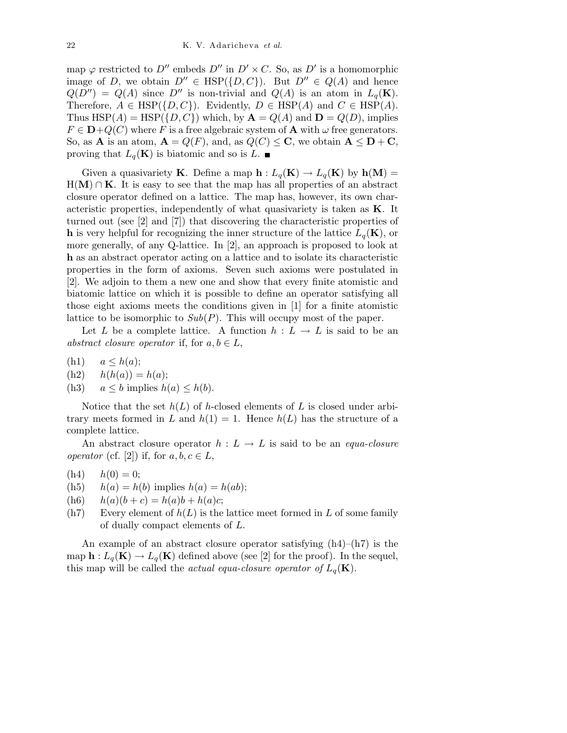map $\varphi$ restricted to $D''$ embeds $D''$ in $D' \times C$. So, as $D'$ is a homomorphic image of $D$, we obtain $D'' \in \mathrm{HSP}(\{D, C\})$. But $D'' \in Q(A)$ and hence $Q(D'') = Q(A)$ since $D''$ is non-trivial and $Q(A)$ is an atom in $L_q(\mathbf{K})$. Therefore, $A \in \mathrm{HSP}(\{D, C\})$. Evidently, $D \in \mathrm{HSP}(A)$ and $C \in \mathrm{HSP}(A)$. Thus $\mathrm{HSP}(A) = \mathrm{HSP}(\{D, C\})$ which, by $\mathbf{A} = Q(A)$ and $\mathbf{D} = Q(D)$, implies $F \in \mathbf{D} + Q(C)$ where $F$ is a free algebraic system of $\mathbf{A}$ with $\omega$ free generators. So, as $\mathbf{A}$ is an atom, $\mathbf{A} = Q(F)$, and, as $Q(C) \leq \mathbf{C}$, we obtain $\mathbf{A} \leq \mathbf{D} + \mathbf{C}$, proving that $L_q(\mathbf{K})$ is biatomic and so is $L$. ■

Given a quasivariety $\mathbf{K}$. Define a map $\mathbf{h} : L_q(\mathbf{K}) \to L_q(\mathbf{K})$ by $\mathbf{h}(\mathbf{M}) = \mathrm{H}(\mathbf{M}) \cap \mathbf{K}$. It is easy to see that the map has all properties of an abstract closure operator defined on a lattice. The map has, however, its own characteristic properties, independently of what quasivariety is taken as $\mathbf{K}$. It turned out (see [2] and [7]) that discovering the characteristic properties of $\mathbf{h}$ is very helpful for recognizing the inner structure of the lattice $L_q(\mathbf{K})$, or more generally, of any Q-lattice. In [2], an approach is proposed to look at $\mathbf{h}$ as an abstract operator acting on a lattice and to isolate its characteristic properties in the form of axioms. Seven such axioms were postulated in [2]. We adjoin to them a new one and show that every finite atomistic and biatomic lattice on which it is possible to define an operator satisfying all those eight axioms meets the conditions given in [1] for a finite atomistic lattice to be isomorphic to $Sub(P)$. This will occupy most of the paper.

Let $L$ be a complete lattice. A function $h : L \to L$ is said to be an *abstract closure operator* if, for $a, b \in L$,

(h1) $a \leq h(a)$;
(h2) $h(h(a)) = h(a)$;
(h3) $a \leq b$ implies $h(a) \leq h(b)$.

Notice that the set $h(L)$ of $h$-closed elements of $L$ is closed under arbitrary meets formed in $L$ and $h(1) = 1$. Hence $h(L)$ has the structure of a complete lattice.

An abstract closure operator $h : L \to L$ is said to be an *equa-closure operator* (cf. [2]) if, for $a, b, c \in L$,

(h4) $h(0) = 0$;
(h5) $h(a) = h(b)$ implies $h(a) = h(ab)$;
(h6) $h(a)(b + c) = h(a)b + h(a)c$;
(h7) Every element of $h(L)$ is the lattice meet formed in $L$ of some family of dually compact elements of $L$.

An example of an abstract closure operator satisfying (h4)–(h7) is the map $\mathbf{h} : L_q(\mathbf{K}) \to L_q(\mathbf{K})$ defined above (see [2] for the proof). In the sequel, this map will be called the *actual equa-closure operator of* $L_q(\mathbf{K})$.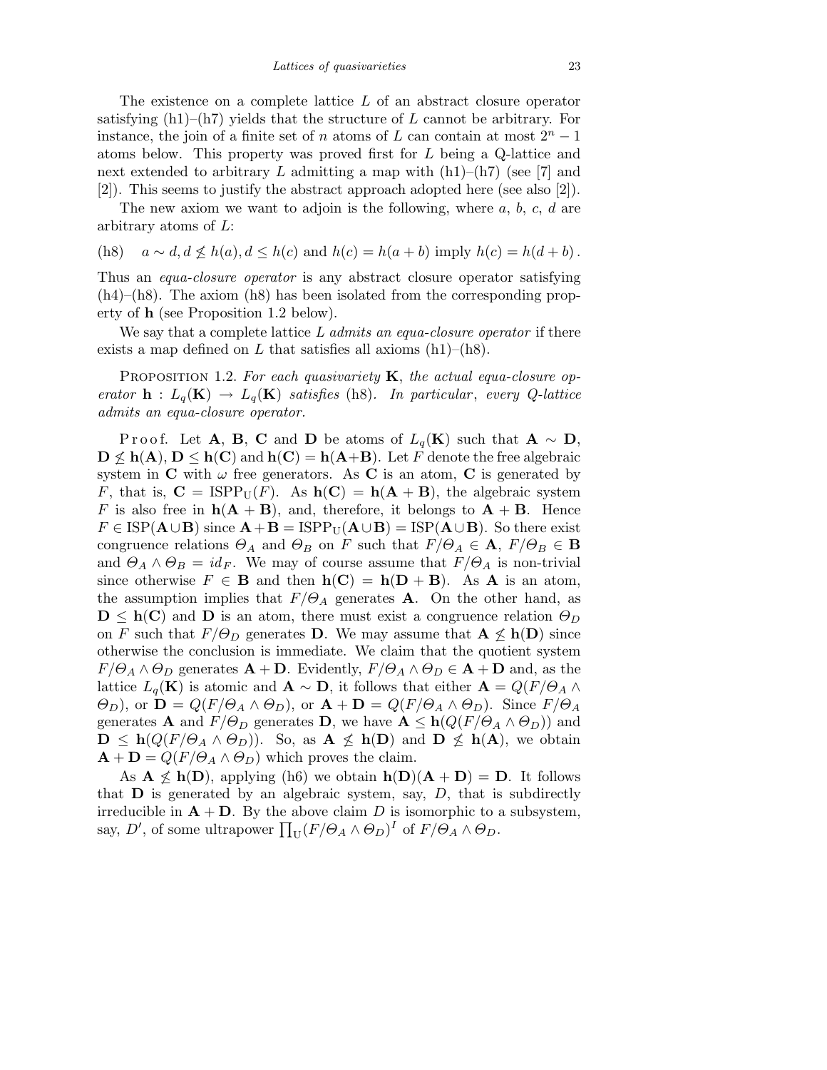The existence on a complete lattice $L$ of an abstract closure operator satisfying (h1)–(h7) yields that the structure of $L$ cannot be arbitrary. For instance, the join of a finite set of $n$ atoms of $L$ can contain at most $2^n - 1$ atoms below. This property was proved first for $L$ being a Q-lattice and next extended to arbitrary $L$ admitting a map with (h1)–(h7) (see [7] and [2]). This seems to justify the abstract approach adopted here (see also [2]).

The new axiom we want to adjoin is the following, where $a$, $b$, $c$, $d$ are arbitrary atoms of $L$:

(h8) $\quad a \sim d, d \not\leq h(a), d \leq h(c)$ and $h(c) = h(a + b)$ imply $h(c) = h(d + b)$.

Thus an *equa-closure operator* is any abstract closure operator satisfying (h4)–(h8). The axiom (h8) has been isolated from the corresponding property of $\mathbf{h}$ (see Proposition 1.2 below).

We say that a complete lattice $L$ *admits an equa-closure operator* if there exists a map defined on $L$ that satisfies all axioms (h1)–(h8).

Proposition 1.2. *For each quasivariety* $\mathbf{K}$, *the actual equa-closure operator* $\mathbf{h} : L_q(\mathbf{K}) \to L_q(\mathbf{K})$ *satisfies* (h8). *In particular*, *every Q-lattice admits an equa-closure operator.*

Proof. Let $\mathbf{A}$, $\mathbf{B}$, $\mathbf{C}$ and $\mathbf{D}$ be atoms of $L_q(\mathbf{K})$ such that $\mathbf{A} \sim \mathbf{D}$, $\mathbf{D} \not\leq \mathbf{h}(\mathbf{A})$, $\mathbf{D} \leq \mathbf{h}(\mathbf{C})$ and $\mathbf{h}(\mathbf{C}) = \mathbf{h}(\mathbf{A}+\mathbf{B})$. Let $F$ denote the free algebraic system in $\mathbf{C}$ with $\omega$ free generators. As $\mathbf{C}$ is an atom, $\mathbf{C}$ is generated by $F$, that is, $\mathbf{C} = \mathrm{ISPP_U}(F)$. As $\mathbf{h}(\mathbf{C}) = \mathbf{h}(\mathbf{A} + \mathbf{B})$, the algebraic system $F$ is also free in $\mathbf{h}(\mathbf{A} + \mathbf{B})$, and, therefore, it belongs to $\mathbf{A} + \mathbf{B}$. Hence $F \in \mathrm{ISP}(\mathbf{A} \cup \mathbf{B})$ since $\mathbf{A} + \mathbf{B} = \mathrm{ISPP_U}(\mathbf{A} \cup \mathbf{B}) = \mathrm{ISP}(\mathbf{A} \cup \mathbf{B})$. So there exist congruence relations $\Theta_A$ and $\Theta_B$ on $F$ such that $F/\Theta_A \in \mathbf{A}$, $F/\Theta_B \in \mathbf{B}$ and $\Theta_A \wedge \Theta_B = id_F$. We may of course assume that $F/\Theta_A$ is non-trivial since otherwise $F \in \mathbf{B}$ and then $\mathbf{h}(\mathbf{C}) = \mathbf{h}(\mathbf{D} + \mathbf{B})$. As $\mathbf{A}$ is an atom, the assumption implies that $F/\Theta_A$ generates $\mathbf{A}$. On the other hand, as $\mathbf{D} \leq \mathbf{h}(\mathbf{C})$ and $\mathbf{D}$ is an atom, there must exist a congruence relation $\Theta_D$ on $F$ such that $F/\Theta_D$ generates $\mathbf{D}$. We may assume that $\mathbf{A} \not\leq \mathbf{h}(\mathbf{D})$ since otherwise the conclusion is immediate. We claim that the quotient system $F/\Theta_A \wedge \Theta_D$ generates $\mathbf{A} + \mathbf{D}$. Evidently, $F/\Theta_A \wedge \Theta_D \in \mathbf{A} + \mathbf{D}$ and, as the lattice $L_q(\mathbf{K})$ is atomic and $\mathbf{A} \sim \mathbf{D}$, it follows that either $\mathbf{A} = Q(F/\Theta_A \wedge \Theta_D)$, or $\mathbf{D} = Q(F/\Theta_A \wedge \Theta_D)$, or $\mathbf{A} + \mathbf{D} = Q(F/\Theta_A \wedge \Theta_D)$. Since $F/\Theta_A$ generates $\mathbf{A}$ and $F/\Theta_D$ generates $\mathbf{D}$, we have $\mathbf{A} \leq \mathbf{h}(Q(F/\Theta_A \wedge \Theta_D))$ and $\mathbf{D} \leq \mathbf{h}(Q(F/\Theta_A \wedge \Theta_D))$. So, as $\mathbf{A} \not\leq \mathbf{h}(\mathbf{D})$ and $\mathbf{D} \not\leq \mathbf{h}(\mathbf{A})$, we obtain $\mathbf{A} + \mathbf{D} = Q(F/\Theta_A \wedge \Theta_D)$ which proves the claim.

As $\mathbf{A} \not\leq \mathbf{h}(\mathbf{D})$, applying (h6) we obtain $\mathbf{h}(\mathbf{D})(\mathbf{A} + \mathbf{D}) = \mathbf{D}$. It follows that $\mathbf{D}$ is generated by an algebraic system, say, $D$, that is subdirectly irreducible in $\mathbf{A} + \mathbf{D}$. By the above claim $D$ is isomorphic to a subsystem, say, $D'$, of some ultrapower $\prod_{\mathrm{U}}(F/\Theta_A \wedge \Theta_D)^I$ of $F/\Theta_A \wedge \Theta_D$.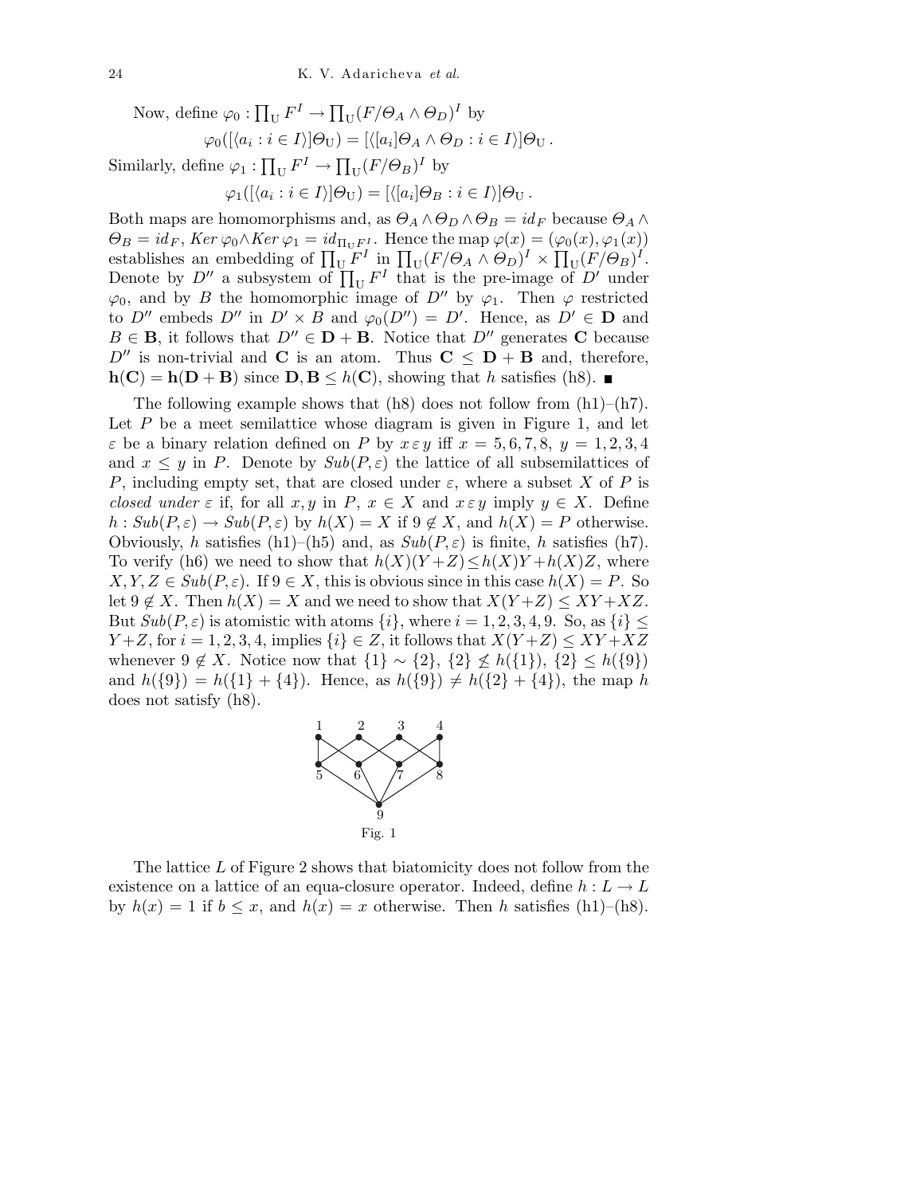Now, define $\varphi_0 : \prod_{\mathrm{U}} F^I \to \prod_{\mathrm{U}} (F/\Theta_A \wedge \Theta_D)^I$ by

$$\varphi_0([\langle a_i : i \in I\rangle]\Theta_{\mathrm{U}}) = [\langle [a_i]\Theta_A \wedge \Theta_D : i \in I\rangle]\Theta_{\mathrm{U}}\,.$$

Similarly, define $\varphi_1 : \prod_{\mathrm{U}} F^I \to \prod_{\mathrm{U}} (F/\Theta_B)^I$ by

$$\varphi_1([\langle a_i : i \in I\rangle]\Theta_{\mathrm{U}}) = [\langle [a_i]\Theta_B : i \in I\rangle]\Theta_{\mathrm{U}}\,.$$

Both maps are homomorphisms and, as $\Theta_A \wedge \Theta_D \wedge \Theta_B = id_F$ because $\Theta_A \wedge \Theta_B = id_F$, $Ker\,\varphi_0 \wedge Ker\,\varphi_1 = id_{\Pi_{\mathrm{U}} F^I}$. Hence the map $\varphi(x) = (\varphi_0(x), \varphi_1(x))$ establishes an embedding of $\prod_{\mathrm{U}} F^I$ in $\prod_{\mathrm{U}} (F/\Theta_A \wedge \Theta_D)^I \times \prod_{\mathrm{U}} (F/\Theta_B)^I$. Denote by $D''$ a subsystem of $\prod_{\mathrm{U}} F^I$ that is the pre-image of $D'$ under $\varphi_0$, and by $B$ the homomorphic image of $D''$ by $\varphi_1$. Then $\varphi$ restricted to $D''$ embeds $D''$ in $D' \times B$ and $\varphi_0(D'') = D'$. Hence, as $D' \in \mathbf{D}$ and $B \in \mathbf{B}$, it follows that $D'' \in \mathbf{D} + \mathbf{B}$. Notice that $D''$ generates $\mathbf{C}$ because $D''$ is non-trivial and $\mathbf{C}$ is an atom. Thus $\mathbf{C} \le \mathbf{D} + \mathbf{B}$ and, therefore, $\mathbf{h}(\mathbf{C}) = \mathbf{h}(\mathbf{D} + \mathbf{B})$ since $\mathbf{D}, \mathbf{B} \le h(\mathbf{C})$, showing that $h$ satisfies (h8). ∎

The following example shows that (h8) does not follow from (h1)–(h7). Let $P$ be a meet semilattice whose diagram is given in Figure 1, and let $\varepsilon$ be a binary relation defined on $P$ by $x\,\varepsilon\,y$ iff $x = 5, 6, 7, 8$, $y = 1, 2, 3, 4$ and $x \le y$ in $P$. Denote by $Sub(P, \varepsilon)$ the lattice of all subsemilattices of $P$, including empty set, that are closed under $\varepsilon$, where a subset $X$ of $P$ is *closed under* $\varepsilon$ if, for all $x, y$ in $P$, $x \in X$ and $x\,\varepsilon\,y$ imply $y \in X$. Define $h : Sub(P, \varepsilon) \to Sub(P, \varepsilon)$ by $h(X) = X$ if $9 \notin X$, and $h(X) = P$ otherwise. Obviously, $h$ satisfies (h1)–(h5) and, as $Sub(P, \varepsilon)$ is finite, $h$ satisfies (h7). To verify (h6) we need to show that $h(X)(Y + Z) \le h(X)Y + h(X)Z$, where $X, Y, Z \in Sub(P, \varepsilon)$. If $9 \in X$, this is obvious since in this case $h(X) = P$. So let $9 \notin X$. Then $h(X) = X$ and we need to show that $X(Y + Z) \le XY + XZ$. But $Sub(P, \varepsilon)$ is atomistic with atoms $\{i\}$, where $i = 1, 2, 3, 4, 9$. So, as $\{i\} \le Y + Z$, for $i = 1, 2, 3, 4$, implies $\{i\} \in Z$, it follows that $X(Y + Z) \le XY + XZ$ whenever $9 \notin X$. Notice now that $\{1\} \sim \{2\}$, $\{2\} \not\le h(\{1\})$, $\{2\} \le h(\{9\})$ and $h(\{9\}) = h(\{1\} + \{4\})$. Hence, as $h(\{9\}) \neq h(\{2\} + \{4\})$, the map $h$ does not satisfy (h8).

Fig. 1

The lattice $L$ of Figure 2 shows that biatomicity does not follow from the existence on a lattice of an equa-closure operator. Indeed, define $h : L \to L$ by $h(x) = 1$ if $b \le x$, and $h(x) = x$ otherwise. Then $h$ satisfies (h1)–(h8).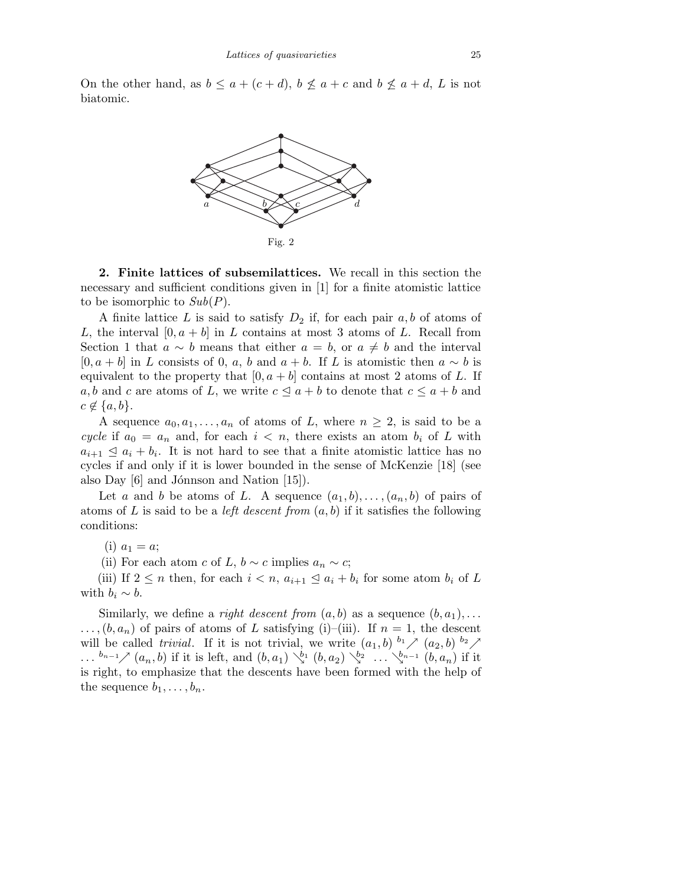On the other hand, as $b \leq a + (c + d)$, $b \not\leq a + c$ and $b \not\leq a + d$, $L$ is not biatomic.

Fig. 2

**2. Finite lattices of subsemilattices.** We recall in this section the necessary and sufficient conditions given in [1] for a finite atomistic lattice to be isomorphic to $Sub(P)$.

A finite lattice $L$ is said to satisfy $D_2$ if, for each pair $a, b$ of atoms of $L$, the interval $[0, a + b]$ in $L$ contains at most 3 atoms of $L$. Recall from Section 1 that $a \sim b$ means that either $a = b$, or $a \neq b$ and the interval $[0, a + b]$ in $L$ consists of 0, $a$, $b$ and $a + b$. If $L$ is atomistic then $a \sim b$ is equivalent to the property that $[0, a + b]$ contains at most 2 atoms of $L$. If $a, b$ and $c$ are atoms of $L$, we write $c \trianglelefteq a + b$ to denote that $c \leq a + b$ and $c \notin \{a, b\}$.

A sequence $a_0, a_1, \ldots, a_n$ of atoms of $L$, where $n \geq 2$, is said to be a *cycle* if $a_0 = a_n$ and, for each $i < n$, there exists an atom $b_i$ of $L$ with $a_{i+1} \trianglelefteq a_i + b_i$. It is not hard to see that a finite atomistic lattice has no cycles if and only if it is lower bounded in the sense of McKenzie [18] (see also Day [6] and Jónnson and Nation [15]).

Let $a$ and $b$ be atoms of $L$. A sequence $(a_1, b), \ldots, (a_n, b)$ of pairs of atoms of $L$ is said to be a *left descent from* $(a, b)$ if it satisfies the following conditions:

(i) $a_1 = a$;

(ii) For each atom $c$ of $L$, $b \sim c$ implies $a_n \sim c$;

(iii) If $2 \leq n$ then, for each $i < n$, $a_{i+1} \trianglelefteq a_i + b_i$ for some atom $b_i$ of $L$ with $b_i \sim b$.

Similarly, we define a *right descent from* $(a, b)$ as a sequence $(b, a_1), \ldots, (b, a_n)$ of pairs of atoms of $L$ satisfying (i)–(iii). If $n = 1$, the descent will be called *trivial*. If it is not trivial, we write $(a_1, b) \overset{b_1}{\nearrow} (a_2, b) \overset{b_2}{\nearrow} \ldots \overset{b_{n-1}}{\nearrow} (a_n, b)$ if it is left, and $(b, a_1) \overset{b_1}{\searrow} (b, a_2) \overset{b_2}{\searrow} \ldots \overset{b_{n-1}}{\searrow} (b, a_n)$ if it is right, to emphasize that the descents have been formed with the help of the sequence $b_1, \ldots, b_n$.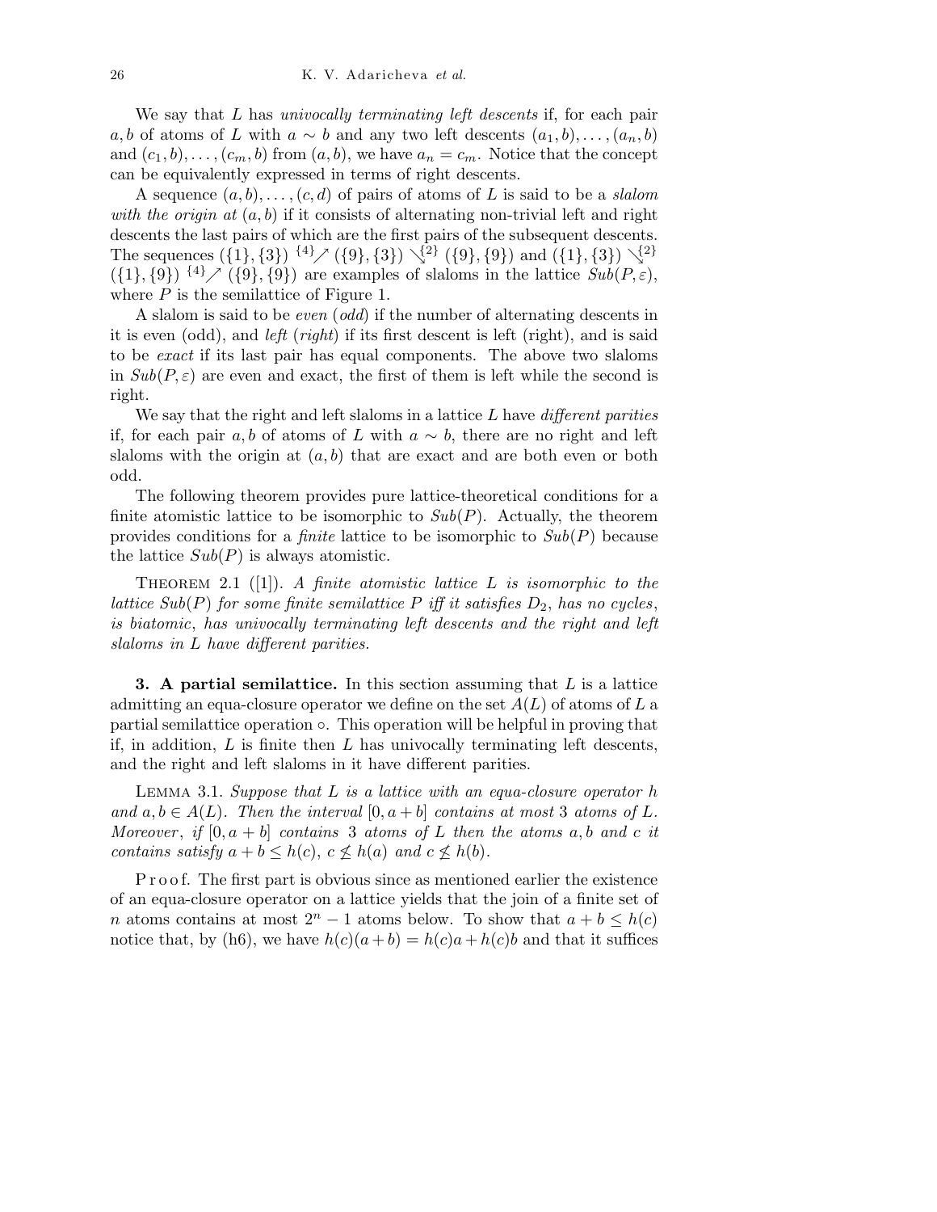We say that $L$ has *univocally terminating left descents* if, for each pair $a, b$ of atoms of $L$ with $a \sim b$ and any two left descents $(a_1, b), \ldots, (a_n, b)$ and $(c_1, b), \ldots, (c_m, b)$ from $(a, b)$, we have $a_n = c_m$. Notice that the concept can be equivalently expressed in terms of right descents.

A sequence $(a, b), \ldots, (c, d)$ of pairs of atoms of $L$ is said to be a *slalom with the origin at* $(a, b)$ if it consists of alternating non-trivial left and right descents the last pairs of which are the first pairs of the subsequent descents. The sequences $(\{1\}, \{3\}) \overset{\{4\}}{\nearrow} (\{9\}, \{3\}) \overset{\{2\}}{\searrow} (\{9\}, \{9\})$ and $(\{1\}, \{3\}) \overset{\{2\}}{\searrow} (\{1\}, \{9\}) \overset{\{4\}}{\nearrow} (\{9\}, \{9\})$ are examples of slaloms in the lattice $Sub(P, \varepsilon)$, where $P$ is the semilattice of Figure 1.

A slalom is said to be *even* (*odd*) if the number of alternating descents in it is even (odd), and *left* (*right*) if its first descent is left (right), and is said to be *exact* if its last pair has equal components. The above two slaloms in $Sub(P, \varepsilon)$ are even and exact, the first of them is left while the second is right.

We say that the right and left slaloms in a lattice $L$ have *different parities* if, for each pair $a, b$ of atoms of $L$ with $a \sim b$, there are no right and left slaloms with the origin at $(a, b)$ that are exact and are both even or both odd.

The following theorem provides pure lattice-theoretical conditions for a finite atomistic lattice to be isomorphic to $Sub(P)$. Actually, the theorem provides conditions for a *finite* lattice to be isomorphic to $Sub(P)$ because the lattice $Sub(P)$ is always atomistic.

THEOREM 2.1 ([1]). *A finite atomistic lattice $L$ is isomorphic to the lattice $Sub(P)$ for some finite semilattice $P$ iff it satisfies $D_2$, has no cycles, is biatomic, has univocally terminating left descents and the right and left slaloms in $L$ have different parities.*

**3. A partial semilattice.** In this section assuming that $L$ is a lattice admitting an equa-closure operator we define on the set $A(L)$ of atoms of $L$ a partial semilattice operation $\circ$. This operation will be helpful in proving that if, in addition, $L$ is finite then $L$ has univocally terminating left descents, and the right and left slaloms in it have different parities.

LEMMA 3.1. *Suppose that $L$ is a lattice with an equa-closure operator $h$ and $a, b \in A(L)$. Then the interval $[0, a+b]$ contains at most 3 atoms of $L$. Moreover, if $[0, a+b]$ contains 3 atoms of $L$ then the atoms $a, b$ and $c$ it contains satisfy $a + b \leq h(c)$, $c \not\leq h(a)$ and $c \not\leq h(b)$.*

Proof. The first part is obvious since as mentioned earlier the existence of an equa-closure operator on a lattice yields that the join of a finite set of $n$ atoms contains at most $2^n - 1$ atoms below. To show that $a + b \leq h(c)$ notice that, by (h6), we have $h(c)(a + b) = h(c)a + h(c)b$ and that it suffices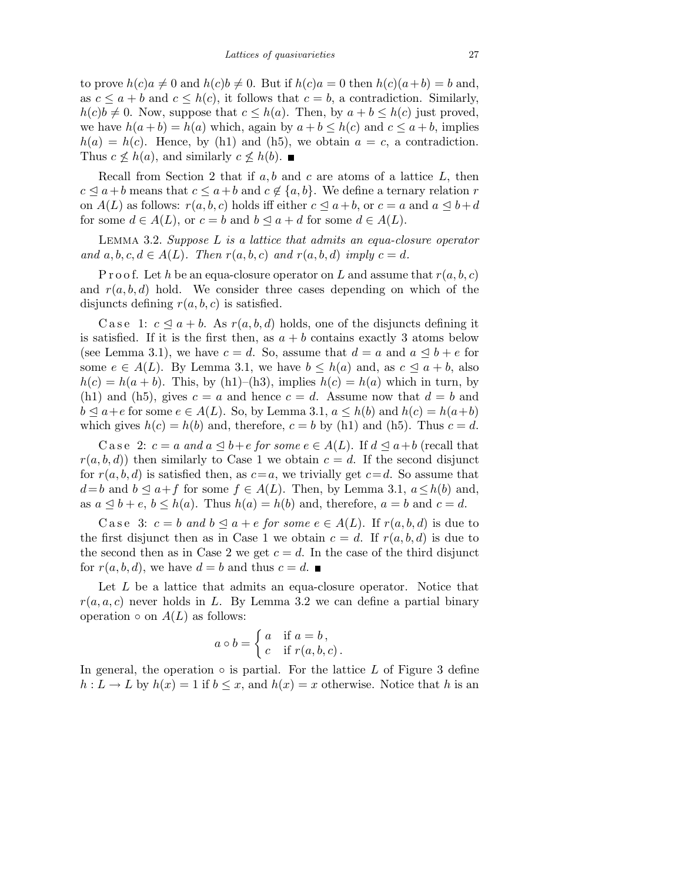to prove $h(c)a \neq 0$ and $h(c)b \neq 0$. But if $h(c)a = 0$ then $h(c)(a+b) = b$ and, as $c \leq a+b$ and $c \leq h(c)$, it follows that $c = b$, a contradiction. Similarly, $h(c)b \neq 0$. Now, suppose that $c \leq h(a)$. Then, by $a+b \leq h(c)$ just proved, we have $h(a+b) = h(a)$ which, again by $a+b \leq h(c)$ and $c \leq a+b$, implies $h(a) = h(c)$. Hence, by (h1) and (h5), we obtain $a = c$, a contradiction. Thus $c \not\leq h(a)$, and similarly $c \not\leq h(b)$. ∎

Recall from Section 2 that if $a, b$ and $c$ are atoms of a lattice $L$, then $c \trianglelefteq a+b$ means that $c \leq a+b$ and $c \notin \{a, b\}$. We define a ternary relation $r$ on $A(L)$ as follows: $r(a,b,c)$ holds iff either $c \trianglelefteq a+b$, or $c = a$ and $a \trianglelefteq b+d$ for some $d \in A(L)$, or $c = b$ and $b \trianglelefteq a+d$ for some $d \in A(L)$.

Lemma 3.2. *Suppose $L$ is a lattice that admits an equa-closure operator and $a, b, c, d \in A(L)$. Then $r(a,b,c)$ and $r(a,b,d)$ imply $c = d$.*

Proof. Let $h$ be an equa-closure operator on $L$ and assume that $r(a,b,c)$ and $r(a,b,d)$ hold. We consider three cases depending on which of the disjuncts defining $r(a,b,c)$ is satisfied.

Case 1: $c \trianglelefteq a+b$. As $r(a,b,d)$ holds, one of the disjuncts defining it is satisfied. If it is the first then, as $a+b$ contains exactly 3 atoms below (see Lemma 3.1), we have $c = d$. So, assume that $d = a$ and $a \trianglelefteq b+e$ for some $e \in A(L)$. By Lemma 3.1, we have $b \leq h(a)$ and, as $c \trianglelefteq a+b$, also $h(c) = h(a+b)$. This, by (h1)–(h3), implies $h(c) = h(a)$ which in turn, by (h1) and (h5), gives $c = a$ and hence $c = d$. Assume now that $d = b$ and $b \trianglelefteq a+e$ for some $e \in A(L)$. So, by Lemma 3.1, $a \leq h(b)$ and $h(c) = h(a+b)$ which gives $h(c) = h(b)$ and, therefore, $c = b$ by (h1) and (h5). Thus $c = d$.

Case 2: *$c = a$ and $a \trianglelefteq b+e$ for some $e \in A(L)$.* If $d \trianglelefteq a+b$ (recall that $r(a,b,d)$) then similarly to Case 1 we obtain $c = d$. If the second disjunct for $r(a,b,d)$ is satisfied then, as $c=a$, we trivially get $c=d$. So assume that $d=b$ and $b \trianglelefteq a+f$ for some $f \in A(L)$. Then, by Lemma 3.1, $a \leq h(b)$ and, as $a \trianglelefteq b+e$, $b \leq h(a)$. Thus $h(a) = h(b)$ and, therefore, $a = b$ and $c = d$.

Case 3: *$c = b$ and $b \trianglelefteq a+e$ for some $e \in A(L)$.* If $r(a,b,d)$ is due to the first disjunct then as in Case 1 we obtain $c = d$. If $r(a,b,d)$ is due to the second then as in Case 2 we get $c = d$. In the case of the third disjunct for $r(a,b,d)$, we have $d = b$ and thus $c = d$. ∎

Let $L$ be a lattice that admits an equa-closure operator. Notice that $r(a,a,c)$ never holds in $L$. By Lemma 3.2 we can define a partial binary operation $\circ$ on $A(L)$ as follows:

$$a \circ b = \begin{cases} a & \text{if } a = b\,, \\ c & \text{if } r(a,b,c)\,. \end{cases}$$

In general, the operation $\circ$ is partial. For the lattice $L$ of Figure 3 define $h : L \to L$ by $h(x) = 1$ if $b \leq x$, and $h(x) = x$ otherwise. Notice that $h$ is an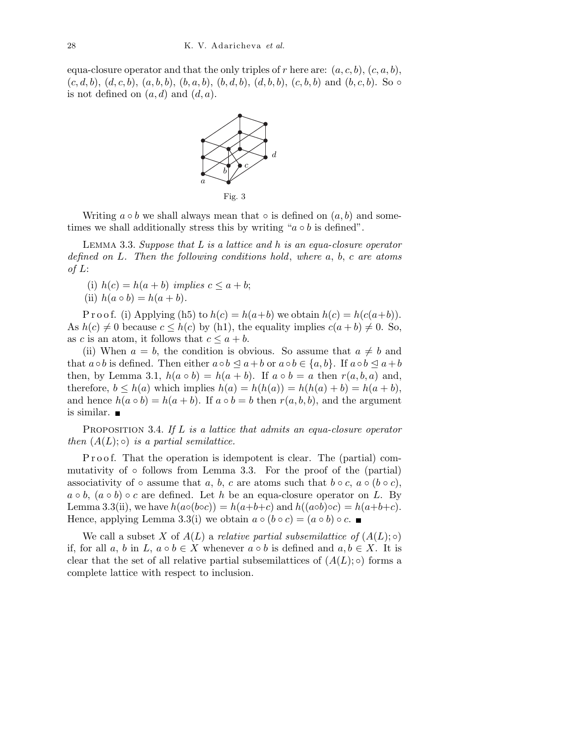equa-closure operator and that the only triples of $r$ here are: $(a, c, b)$, $(c, a, b)$, $(c, d, b)$, $(d, c, b)$, $(a, b, b)$, $(b, a, b)$, $(b, d, b)$, $(d, b, b)$, $(c, b, b)$ and $(b, c, b)$. So $\circ$ is not defined on $(a, d)$ and $(d, a)$.

Fig. 3

Writing $a \circ b$ we shall always mean that $\circ$ is defined on $(a, b)$ and sometimes we shall additionally stress this by writing "$a \circ b$ is defined".

Lemma 3.3. *Suppose that $L$ is a lattice and $h$ is an equa-closure operator defined on $L$. Then the following conditions hold, where $a$, $b$, $c$ are atoms of $L$*:

(i) *$h(c) = h(a + b)$ implies $c \leq a + b$*;

(ii) *$h(a \circ b) = h(a + b)$.*

Proof. (i) Applying (h5) to $h(c) = h(a+b)$ we obtain $h(c) = h(c(a+b))$. As $h(c) \neq 0$ because $c \leq h(c)$ by (h1), the equality implies $c(a + b) \neq 0$. So, as $c$ is an atom, it follows that $c \leq a + b$.

(ii) When $a = b$, the condition is obvious. So assume that $a \neq b$ and that $a \circ b$ is defined. Then either $a \circ b \trianglelefteq a + b$ or $a \circ b \in \{a, b\}$. If $a \circ b \trianglelefteq a + b$ then, by Lemma 3.1, $h(a \circ b) = h(a + b)$. If $a \circ b = a$ then $r(a, b, a)$ and, therefore, $b \leq h(a)$ which implies $h(a) = h(h(a)) = h(h(a) + b) = h(a + b)$, and hence $h(a \circ b) = h(a + b)$. If $a \circ b = b$ then $r(a, b, b)$, and the argument is similar. ■

Proposition 3.4. *If $L$ is a lattice that admits an equa-closure operator then $(A(L); \circ)$ is a partial semilattice.*

Proof. That the operation is idempotent is clear. The (partial) commutativity of $\circ$ follows from Lemma 3.3. For the proof of the (partial) associativity of $\circ$ assume that $a$, $b$, $c$ are atoms such that $b \circ c$, $a \circ (b \circ c)$, $a \circ b$, $(a \circ b) \circ c$ are defined. Let $h$ be an equa-closure operator on $L$. By Lemma 3.3(ii), we have $h(a \circ (b \circ c)) = h(a+b+c)$ and $h((a \circ b) \circ c) = h(a+b+c)$. Hence, applying Lemma 3.3(i) we obtain $a \circ (b \circ c) = (a \circ b) \circ c$. ■

We call a subset $X$ of $A(L)$ a *relative partial subsemilattice of* $(A(L); \circ)$ if, for all $a$, $b$ in $L$, $a \circ b \in X$ whenever $a \circ b$ is defined and $a, b \in X$. It is clear that the set of all relative partial subsemilattices of $(A(L); \circ)$ forms a complete lattice with respect to inclusion.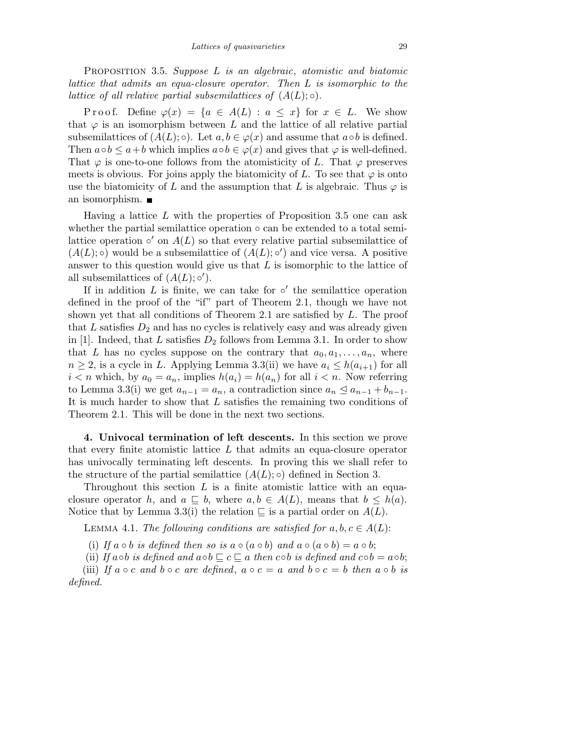Proposition 3.5. *Suppose $L$ is an algebraic, atomistic and biatomic lattice that admits an equa-closure operator. Then $L$ is isomorphic to the lattice of all relative partial subsemilattices of $(A(L);\circ)$.*

Proof. Define $\varphi(x) = \{a \in A(L) : a \le x\}$ for $x \in L$. We show that $\varphi$ is an isomorphism between $L$ and the lattice of all relative partial subsemilattices of $(A(L);\circ)$. Let $a, b \in \varphi(x)$ and assume that $a \circ b$ is defined. Then $a \circ b \le a + b$ which implies $a \circ b \in \varphi(x)$ and gives that $\varphi$ is well-defined. That $\varphi$ is one-to-one follows from the atomisticity of $L$. That $\varphi$ preserves meets is obvious. For joins apply the biatomicity of $L$. To see that $\varphi$ is onto use the biatomicity of $L$ and the assumption that $L$ is algebraic. Thus $\varphi$ is an isomorphism. ■

Having a lattice $L$ with the properties of Proposition 3.5 one can ask whether the partial semilattice operation $\circ$ can be extended to a total semilattice operation $\circ'$ on $A(L)$ so that every relative partial subsemilattice of $(A(L);\circ)$ would be a subsemilattice of $(A(L);\circ')$ and vice versa. A positive answer to this question would give us that $L$ is isomorphic to the lattice of all subsemilattices of $(A(L);\circ')$.

If in addition $L$ is finite, we can take for $\circ'$ the semilattice operation defined in the proof of the "if" part of Theorem 2.1, though we have not shown yet that all conditions of Theorem 2.1 are satisfied by $L$. The proof that $L$ satisfies $D_2$ and has no cycles is relatively easy and was already given in [1]. Indeed, that $L$ satisfies $D_2$ follows from Lemma 3.1. In order to show that $L$ has no cycles suppose on the contrary that $a_0, a_1, \ldots, a_n$, where $n \ge 2$, is a cycle in $L$. Applying Lemma 3.3(ii) we have $a_i \le h(a_{i+1})$ for all $i < n$ which, by $a_0 = a_n$, implies $h(a_i) = h(a_n)$ for all $i < n$. Now referring to Lemma 3.3(i) we get $a_{n-1} = a_n$, a contradiction since $a_n \trianglelefteq a_{n-1} + b_{n-1}$. It is much harder to show that $L$ satisfies the remaining two conditions of Theorem 2.1. This will be done in the next two sections.

## 4. Univocal termination of left descents.

In this section we prove that every finite atomistic lattice $L$ that admits an equa-closure operator has univocally terminating left descents. In proving this we shall refer to the structure of the partial semilattice $(A(L);\circ)$ defined in Section 3.

Throughout this section $L$ is a finite atomistic lattice with an equa-closure operator $h$, and $a \sqsubseteq b$, where $a, b \in A(L)$, means that $b \le h(a)$. Notice that by Lemma 3.3(i) the relation $\sqsubseteq$ is a partial order on $A(L)$.

Lemma 4.1. *The following conditions are satisfied for $a, b, c \in A(L)$:*

(i) *If $a \circ b$ is defined then so is $a \circ (a \circ b)$ and $a \circ (a \circ b) = a \circ b$;*

(ii) *If $a \circ b$ is defined and $a \circ b \sqsubseteq c \sqsubseteq a$ then $c \circ b$ is defined and $c \circ b = a \circ b$;*

(iii) *If $a \circ c$ and $b \circ c$ are defined, $a \circ c = a$ and $b \circ c = b$ then $a \circ b$ is defined.*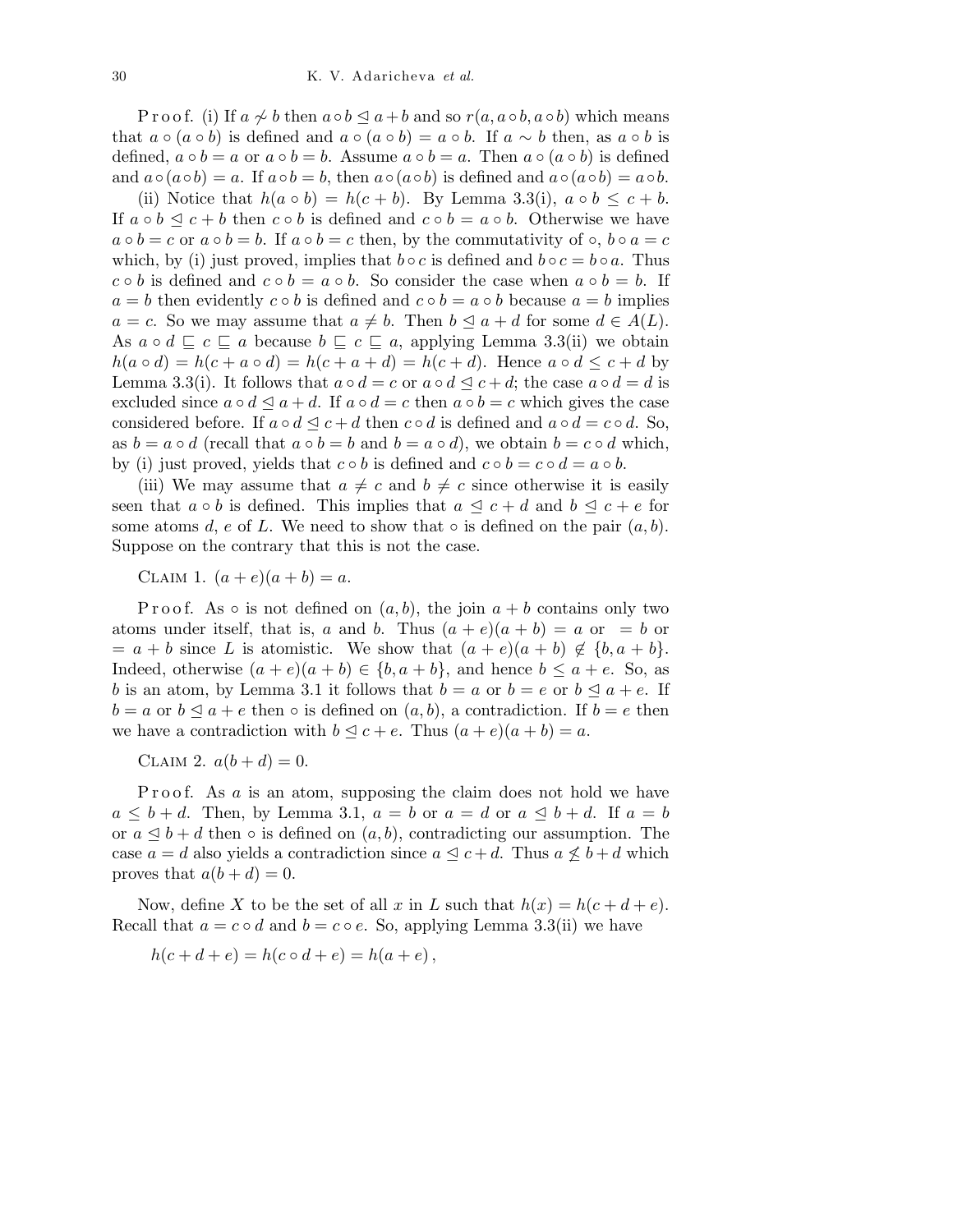Proof. (i) If $a \not\sim b$ then $a \circ b \trianglelefteq a + b$ and so $r(a, a \circ b, a \circ b)$ which means that $a \circ (a \circ b)$ is defined and $a \circ (a \circ b) = a \circ b$. If $a \sim b$ then, as $a \circ b$ is defined, $a \circ b = a$ or $a \circ b = b$. Assume $a \circ b = a$. Then $a \circ (a \circ b)$ is defined and $a \circ (a \circ b) = a$. If $a \circ b = b$, then $a \circ (a \circ b)$ is defined and $a \circ (a \circ b) = a \circ b$.

(ii) Notice that $h(a \circ b) = h(c + b)$. By Lemma 3.3(i), $a \circ b \leq c + b$. If $a \circ b \trianglelefteq c + b$ then $c \circ b$ is defined and $c \circ b = a \circ b$. Otherwise we have $a \circ b = c$ or $a \circ b = b$. If $a \circ b = c$ then, by the commutativity of $\circ$, $b \circ a = c$ which, by (i) just proved, implies that $b \circ c$ is defined and $b \circ c = b \circ a$. Thus $c \circ b$ is defined and $c \circ b = a \circ b$. So consider the case when $a \circ b = b$. If $a = b$ then evidently $c \circ b$ is defined and $c \circ b = a \circ b$ because $a = b$ implies $a = c$. So we may assume that $a \neq b$. Then $b \trianglelefteq a + d$ for some $d \in A(L)$. As $a \circ d \sqsubseteq c \sqsubseteq a$ because $b \sqsubseteq c \sqsubseteq a$, applying Lemma 3.3(ii) we obtain $h(a \circ d) = h(c + a \circ d) = h(c + a + d) = h(c + d)$. Hence $a \circ d \leq c + d$ by Lemma 3.3(i). It follows that $a \circ d = c$ or $a \circ d \trianglelefteq c + d$; the case $a \circ d = d$ is excluded since $a \circ d \trianglelefteq a + d$. If $a \circ d = c$ then $a \circ b = c$ which gives the case considered before. If $a \circ d \trianglelefteq c + d$ then $c \circ d$ is defined and $a \circ d = c \circ d$. So, as $b = a \circ d$ (recall that $a \circ b = b$ and $b = a \circ d$), we obtain $b = c \circ d$ which, by (i) just proved, yields that $c \circ b$ is defined and $c \circ b = c \circ d = a \circ b$.

(iii) We may assume that $a \neq c$ and $b \neq c$ since otherwise it is easily seen that $a \circ b$ is defined. This implies that $a \trianglelefteq c + d$ and $b \trianglelefteq c + e$ for some atoms $d$, $e$ of $L$. We need to show that $\circ$ is defined on the pair $(a, b)$. Suppose on the contrary that this is not the case.

Claim 1. $(a + e)(a + b) = a$.

Proof. As $\circ$ is not defined on $(a, b)$, the join $a + b$ contains only two atoms under itself, that is, $a$ and $b$. Thus $(a + e)(a + b) = a$ or $= b$ or $= a + b$ since $L$ is atomistic. We show that $(a + e)(a + b) \notin \{b, a + b\}$. Indeed, otherwise $(a + e)(a + b) \in \{b, a + b\}$, and hence $b \leq a + e$. So, as $b$ is an atom, by Lemma 3.1 it follows that $b = a$ or $b = e$ or $b \trianglelefteq a + e$. If $b = a$ or $b \trianglelefteq a + e$ then $\circ$ is defined on $(a, b)$, a contradiction. If $b = e$ then we have a contradiction with $b \trianglelefteq c + e$. Thus $(a + e)(a + b) = a$.

Claim 2. $a(b + d) = 0$.

Proof. As $a$ is an atom, supposing the claim does not hold we have $a \leq b + d$. Then, by Lemma 3.1, $a = b$ or $a = d$ or $a \trianglelefteq b + d$. If $a = b$ or $a \trianglelefteq b + d$ then $\circ$ is defined on $(a, b)$, contradicting our assumption. The case $a = d$ also yields a contradiction since $a \trianglelefteq c + d$. Thus $a \not\leq b + d$ which proves that $a(b + d) = 0$.

Now, define $X$ to be the set of all $x$ in $L$ such that $h(x) = h(c + d + e)$. Recall that $a = c \circ d$ and $b = c \circ e$. So, applying Lemma 3.3(ii) we have

$$h(c + d + e) = h(c \circ d + e) = h(a + e),$$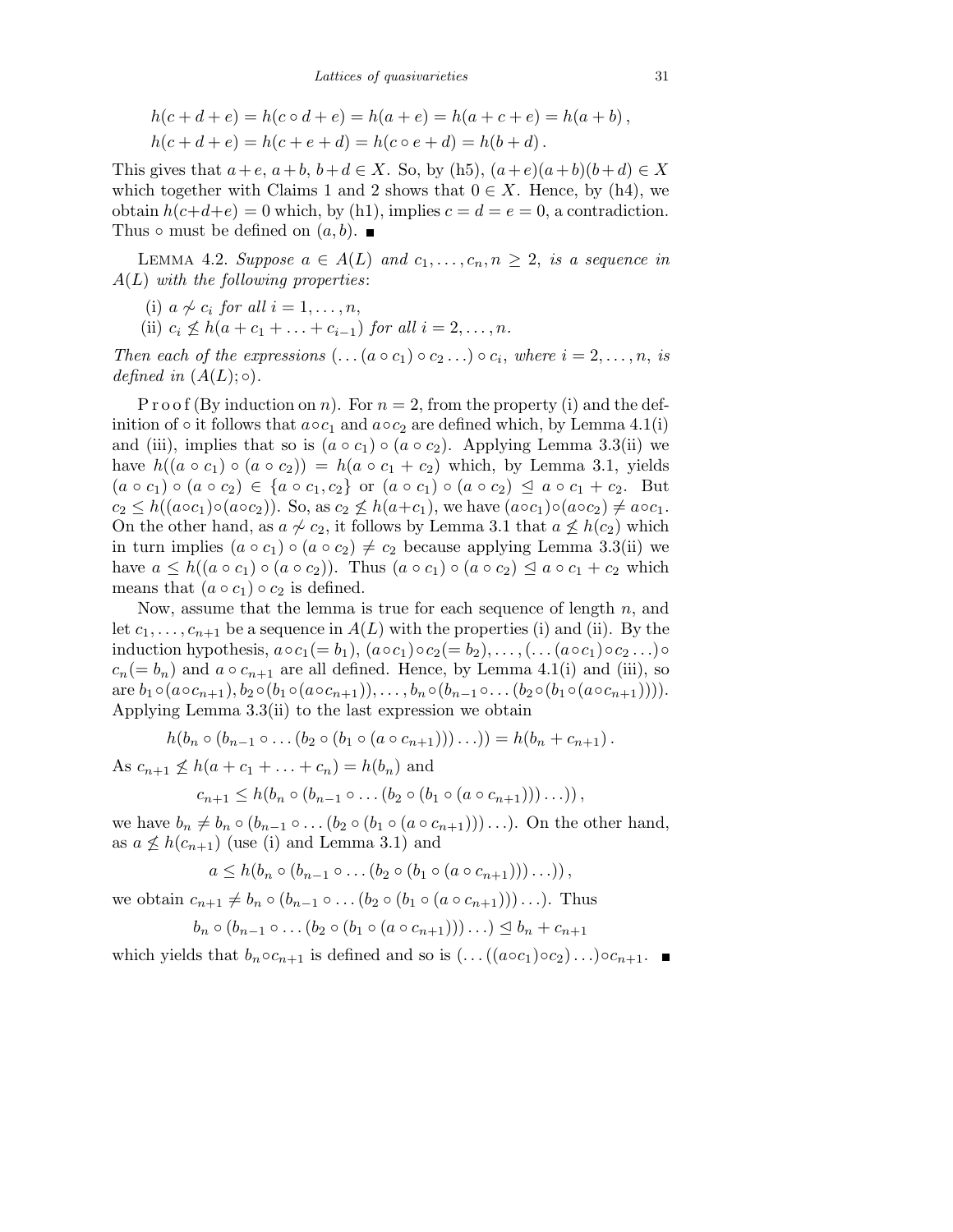$$h(c+d+e) = h(c \circ d + e) = h(a+e) = h(a+c+e) = h(a+b)\,,$$
$$h(c+d+e) = h(c+e+d) = h(c \circ e + d) = h(b+d)\,.$$

This gives that $a+e$, $a+b$, $b+d \in X$. So, by (h5), $(a+e)(a+b)(b+d) \in X$ which together with Claims 1 and 2 shows that $0 \in X$. Hence, by (h4), we obtain $h(c+d+e) = 0$ which, by (h1), implies $c = d = e = 0$, a contradiction. Thus $\circ$ must be defined on $(a, b)$. ∎

LEMMA 4.2. *Suppose $a \in A(L)$ and $c_1, \ldots, c_n, n \geq 2$, is a sequence in $A(L)$ with the following properties*:

(i) $a \not\sim c_i$ *for all* $i = 1, \ldots, n$,
(ii) $c_i \not\leq h(a + c_1 + \ldots + c_{i-1})$ *for all* $i = 2, \ldots, n$.

*Then each of the expressions $(\ldots(a \circ c_1) \circ c_2 \ldots) \circ c_i$, where $i = 2, \ldots, n$, is defined in $(A(L); \circ)$.*

Proof (By induction on $n$). For $n = 2$, from the property (i) and the definition of $\circ$ it follows that $a \circ c_1$ and $a \circ c_2$ are defined which, by Lemma 4.1(i) and (iii), implies that so is $(a \circ c_1) \circ (a \circ c_2)$. Applying Lemma 3.3(ii) we have $h((a \circ c_1) \circ (a \circ c_2)) = h(a \circ c_1 + c_2)$ which, by Lemma 3.1, yields $(a \circ c_1) \circ (a \circ c_2) \in \{a \circ c_1, c_2\}$ or $(a \circ c_1) \circ (a \circ c_2) \trianglelefteq a \circ c_1 + c_2$. But $c_2 \leq h((a \circ c_1) \circ (a \circ c_2))$. So, as $c_2 \not\leq h(a + c_1)$, we have $(a \circ c_1) \circ (a \circ c_2) \neq a \circ c_1$. On the other hand, as $a \not\sim c_2$, it follows by Lemma 3.1 that $a \not\leq h(c_2)$ which in turn implies $(a \circ c_1) \circ (a \circ c_2) \neq c_2$ because applying Lemma 3.3(ii) we have $a \leq h((a \circ c_1) \circ (a \circ c_2))$. Thus $(a \circ c_1) \circ (a \circ c_2) \trianglelefteq a \circ c_1 + c_2$ which means that $(a \circ c_1) \circ c_2$ is defined.

Now, assume that the lemma is true for each sequence of length $n$, and let $c_1, \ldots, c_{n+1}$ be a sequence in $A(L)$ with the properties (i) and (ii). By the induction hypothesis, $a \circ c_1 (= b_1)$, $(a \circ c_1) \circ c_2 (= b_2), \ldots, (\ldots(a \circ c_1) \circ c_2 \ldots) \circ c_n (= b_n)$ and $a \circ c_{n+1}$ are all defined. Hence, by Lemma 4.1(i) and (iii), so are $b_1 \circ (a \circ c_{n+1}), b_2 \circ (b_1 \circ (a \circ c_{n+1})), \ldots, b_n \circ (b_{n-1} \circ \ldots (b_2 \circ (b_1 \circ (a \circ c_{n+1}))))$. Applying Lemma 3.3(ii) to the last expression we obtain

$$h(b_n \circ (b_{n-1} \circ \ldots (b_2 \circ (b_1 \circ (a \circ c_{n+1}))) \ldots)) = h(b_n + c_{n+1})\,.$$

As $c_{n+1} \not\leq h(a + c_1 + \ldots + c_n) = h(b_n)$ and

$$c_{n+1} \leq h(b_n \circ (b_{n-1} \circ \ldots (b_2 \circ (b_1 \circ (a \circ c_{n+1}))) \ldots))\,,$$

we have $b_n \neq b_n \circ (b_{n-1} \circ \ldots (b_2 \circ (b_1 \circ (a \circ c_{n+1}))) \ldots)$. On the other hand, as $a \not\leq h(c_{n+1})$ (use (i) and Lemma 3.1) and

$$a \leq h(b_n \circ (b_{n-1} \circ \ldots (b_2 \circ (b_1 \circ (a \circ c_{n+1}))) \ldots))\,,$$

we obtain $c_{n+1} \neq b_n \circ (b_{n-1} \circ \ldots (b_2 \circ (b_1 \circ (a \circ c_{n+1}))) \ldots)$. Thus

$$b_n \circ (b_{n-1} \circ \ldots (b_2 \circ (b_1 \circ (a \circ c_{n+1}))) \ldots) \trianglelefteq b_n + c_{n+1}$$

which yields that $b_n \circ c_{n+1}$ is defined and so is $(\ldots((a \circ c_1) \circ c_2) \ldots) \circ c_{n+1}$. ∎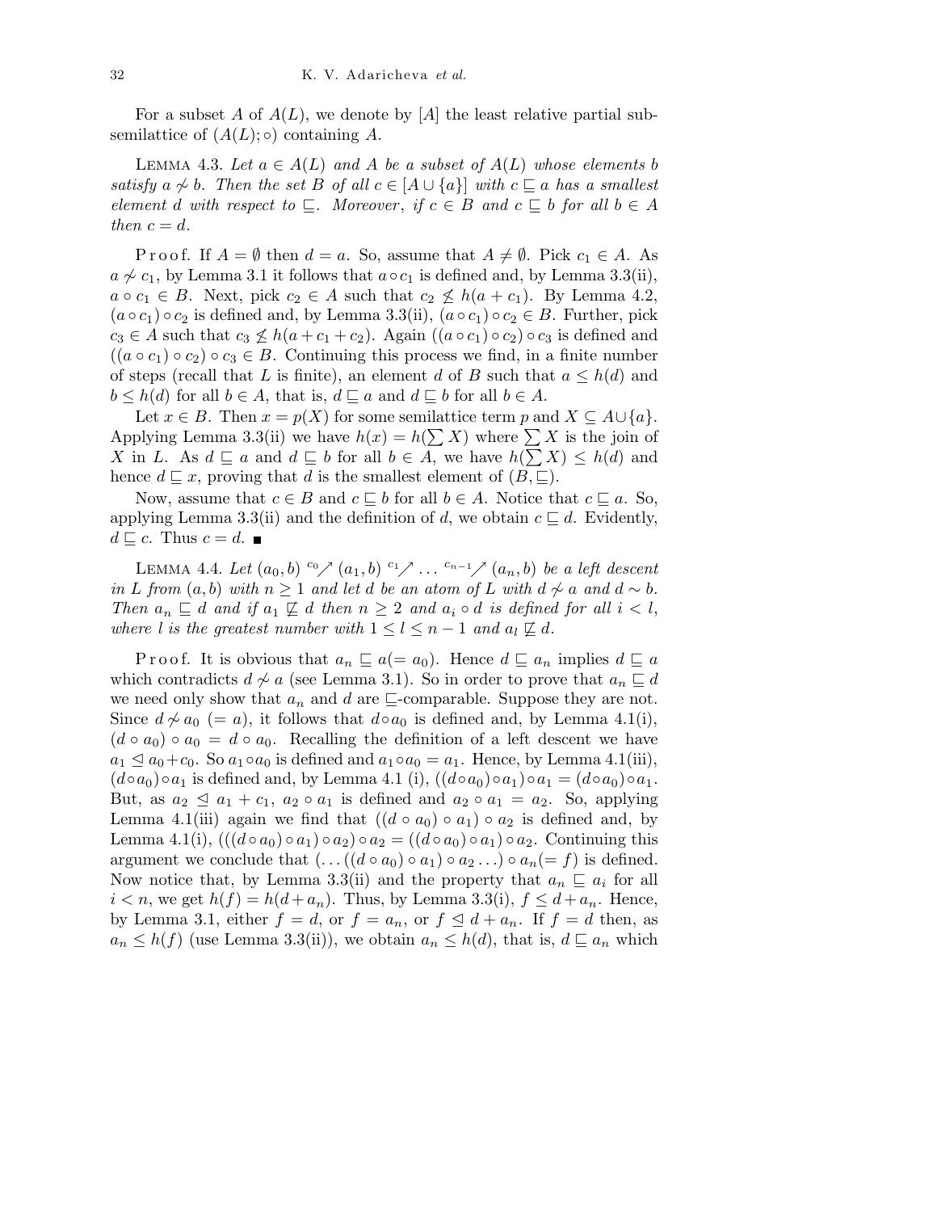For a subset $A$ of $A(L)$, we denote by $[A]$ the least relative partial subsemilattice of $(A(L); \circ)$ containing $A$.

Lemma 4.3. *Let $a \in A(L)$ and $A$ be a subset of $A(L)$ whose elements $b$ satisfy $a \not\sim b$. Then the set $B$ of all $c \in [A \cup \{a\}]$ with $c \sqsubseteq a$ has a smallest element $d$ with respect to $\sqsubseteq$. Moreover, if $c \in B$ and $c \sqsubseteq b$ for all $b \in A$ then $c = d$.*

Proof. If $A = \emptyset$ then $d = a$. So, assume that $A \neq \emptyset$. Pick $c_1 \in A$. As $a \not\sim c_1$, by Lemma 3.1 it follows that $a \circ c_1$ is defined and, by Lemma 3.3(ii), $a \circ c_1 \in B$. Next, pick $c_2 \in A$ such that $c_2 \not\leq h(a + c_1)$. By Lemma 4.2, $(a \circ c_1) \circ c_2$ is defined and, by Lemma 3.3(ii), $(a \circ c_1) \circ c_2 \in B$. Further, pick $c_3 \in A$ such that $c_3 \not\leq h(a + c_1 + c_2)$. Again $((a \circ c_1) \circ c_2) \circ c_3$ is defined and $((a \circ c_1) \circ c_2) \circ c_3 \in B$. Continuing this process we find, in a finite number of steps (recall that $L$ is finite), an element $d$ of $B$ such that $a \leq h(d)$ and $b \leq h(d)$ for all $b \in A$, that is, $d \sqsubseteq a$ and $d \sqsubseteq b$ for all $b \in A$.

Let $x \in B$. Then $x = p(X)$ for some semilattice term $p$ and $X \subseteq A \cup \{a\}$. Applying Lemma 3.3(ii) we have $h(x) = h(\sum X)$ where $\sum X$ is the join of $X$ in $L$. As $d \sqsubseteq a$ and $d \sqsubseteq b$ for all $b \in A$, we have $h(\sum X) \leq h(d)$ and hence $d \sqsubseteq x$, proving that $d$ is the smallest element of $(B, \sqsubseteq)$.

Now, assume that $c \in B$ and $c \sqsubseteq b$ for all $b \in A$. Notice that $c \sqsubseteq a$. So, applying Lemma 3.3(ii) and the definition of $d$, we obtain $c \sqsubseteq d$. Evidently, $d \sqsubseteq c$. Thus $c = d$. ∎

Lemma 4.4. *Let $(a_0, b) \overset{c_0}{\nearrow} (a_1, b) \overset{c_1}{\nearrow} \ldots \overset{c_{n-1}}{\nearrow} (a_n, b)$ be a left descent in $L$ from $(a, b)$ with $n \geq 1$ and let $d$ be an atom of $L$ with $d \not\sim a$ and $d \sim b$. Then $a_n \sqsubseteq d$ and if $a_1 \not\sqsubseteq d$ then $n \geq 2$ and $a_i \circ d$ is defined for all $i < l$, where $l$ is the greatest number with $1 \leq l \leq n - 1$ and $a_l \not\sqsubseteq d$.*

Proof. It is obvious that $a_n \sqsubseteq a (= a_0)$. Hence $d \sqsubseteq a_n$ implies $d \sqsubseteq a$ which contradicts $d \not\sim a$ (see Lemma 3.1). So in order to prove that $a_n \sqsubseteq d$ we need only show that $a_n$ and $d$ are $\sqsubseteq$-comparable. Suppose they are not. Since $d \not\sim a_0$ $(= a)$, it follows that $d \circ a_0$ is defined and, by Lemma 4.1(i), $(d \circ a_0) \circ a_0 = d \circ a_0$. Recalling the definition of a left descent we have $a_1 \trianglelefteq a_0 + c_0$. So $a_1 \circ a_0$ is defined and $a_1 \circ a_0 = a_1$. Hence, by Lemma 4.1(iii), $(d \circ a_0) \circ a_1$ is defined and, by Lemma 4.1 (i), $((d \circ a_0) \circ a_1) \circ a_1 = (d \circ a_0) \circ a_1$. But, as $a_2 \trianglelefteq a_1 + c_1$, $a_2 \circ a_1$ is defined and $a_2 \circ a_1 = a_2$. So, applying Lemma 4.1(iii) again we find that $((d \circ a_0) \circ a_1) \circ a_2$ is defined and, by Lemma 4.1(i), $(((d \circ a_0) \circ a_1) \circ a_2) \circ a_2 = ((d \circ a_0) \circ a_1) \circ a_2$. Continuing this argument we conclude that $(\ldots((d \circ a_0) \circ a_1) \circ a_2 \ldots) \circ a_n (= f)$ is defined. Now notice that, by Lemma 3.3(ii) and the property that $a_n \sqsubseteq a_i$ for all $i < n$, we get $h(f) = h(d + a_n)$. Thus, by Lemma 3.3(i), $f \leq d + a_n$. Hence, by Lemma 3.1, either $f = d$, or $f = a_n$, or $f \trianglelefteq d + a_n$. If $f = d$ then, as $a_n \leq h(f)$ (use Lemma 3.3(ii)), we obtain $a_n \leq h(d)$, that is, $d \sqsubseteq a_n$ which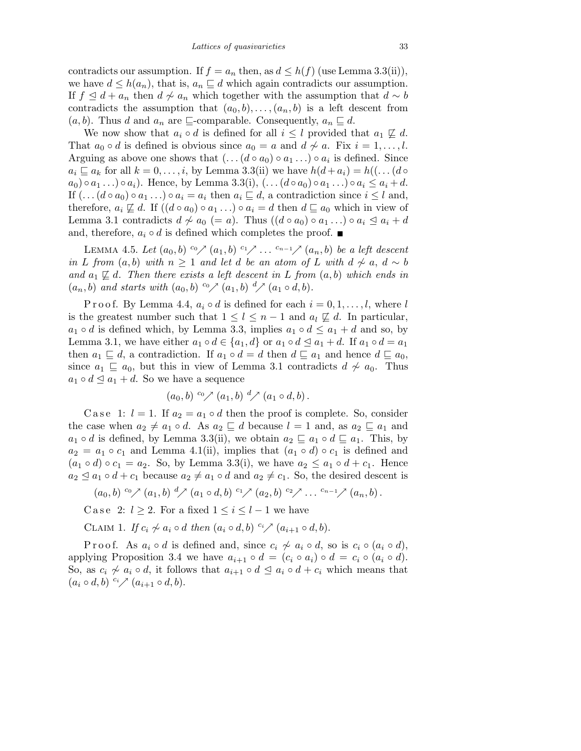contradicts our assumption. If $f = a_n$ then, as $d \le h(f)$ (use Lemma 3.3(ii)), we have $d \le h(a_n)$, that is, $a_n \sqsubseteq d$ which again contradicts our assumption. If $f \trianglelefteq d + a_n$ then $d \not\sim a_n$ which together with the assumption that $d \sim b$ contradicts the assumption that $(a_0, b), \ldots, (a_n, b)$ is a left descent from $(a, b)$. Thus $d$ and $a_n$ are $\sqsubseteq$-comparable. Consequently, $a_n \sqsubseteq d$.

We now show that $a_i \circ d$ is defined for all $i \le l$ provided that $a_1 \not\sqsubseteq d$. That $a_0 \circ d$ is defined is obvious since $a_0 = a$ and $d \not\sim a$. Fix $i = 1, \ldots, l$. Arguing as above one shows that $(\ldots(d \circ a_0) \circ a_1 \ldots) \circ a_i$ is defined. Since $a_i \sqsubseteq a_k$ for all $k = 0, \ldots, i$, by Lemma 3.3(ii) we have $h(d + a_i) = h((\ldots(d \circ a_0) \circ a_1 \ldots) \circ a_i)$. Hence, by Lemma 3.3(i), $(\ldots(d \circ a_0) \circ a_1 \ldots) \circ a_i \le a_i + d$. If $(\ldots(d \circ a_0) \circ a_1 \ldots) \circ a_i = a_i$ then $a_i \sqsubseteq d$, a contradiction since $i \le l$ and, therefore, $a_i \not\sqsubseteq d$. If $((d \circ a_0) \circ a_1 \ldots) \circ a_i = d$ then $d \sqsubseteq a_0$ which in view of Lemma 3.1 contradicts $d \not\sim a_0$ $(= a)$. Thus $((d \circ a_0) \circ a_1 \ldots) \circ a_i \trianglelefteq a_i + d$ and, therefore, $a_i \circ d$ is defined which completes the proof. ∎

Lemma 4.5. *Let $(a_0, b) \overset{c_0}{\nearrow} (a_1, b) \overset{c_1}{\nearrow} \ldots \overset{c_{n-1}}{\nearrow} (a_n, b)$ be a left descent in $L$ from $(a, b)$ with $n \ge 1$ and let $d$ be an atom of $L$ with $d \not\sim a$, $d \sim b$ and $a_1 \not\sqsubseteq d$. Then there exists a left descent in $L$ from $(a, b)$ which ends in $(a_n, b)$ and starts with $(a_0, b) \overset{c_0}{\nearrow} (a_1, b) \overset{d}{\nearrow} (a_1 \circ d, b)$.*

Proof. By Lemma 4.4, $a_i \circ d$ is defined for each $i = 0, 1, \ldots, l$, where $l$ is the greatest number such that $1 \le l \le n-1$ and $a_l \not\sqsubseteq d$. In particular, $a_1 \circ d$ is defined which, by Lemma 3.3, implies $a_1 \circ d \le a_1 + d$ and so, by Lemma 3.1, we have either $a_1 \circ d \in \{a_1, d\}$ or $a_1 \circ d \trianglelefteq a_1 + d$. If $a_1 \circ d = a_1$ then $a_1 \sqsubseteq d$, a contradiction. If $a_1 \circ d = d$ then $d \sqsubseteq a_1$ and hence $d \sqsubseteq a_0$, since $a_1 \sqsubseteq a_0$, but this in view of Lemma 3.1 contradicts $d \not\sim a_0$. Thus $a_1 \circ d \trianglelefteq a_1 + d$. So we have a sequence

$$(a_0, b) \overset{c_0}{\nearrow} (a_1, b) \overset{d}{\nearrow} (a_1 \circ d, b)\,.$$

Case 1: $l = 1$. If $a_2 = a_1 \circ d$ then the proof is complete. So, consider the case when $a_2 \ne a_1 \circ d$. As $a_2 \sqsubseteq d$ because $l = 1$ and, as $a_2 \sqsubseteq a_1$ and $a_1 \circ d$ is defined, by Lemma 3.3(ii), we obtain $a_2 \sqsubseteq a_1 \circ d \sqsubseteq a_1$. This, by $a_2 = a_1 \circ c_1$ and Lemma 4.1(ii), implies that $(a_1 \circ d) \circ c_1$ is defined and $(a_1 \circ d) \circ c_1 = a_2$. So, by Lemma 3.3(i), we have $a_2 \le a_1 \circ d + c_1$. Hence $a_2 \trianglelefteq a_1 \circ d + c_1$ because $a_2 \ne a_1 \circ d$ and $a_2 \ne c_1$. So, the desired descent is

$$(a_0, b) \overset{c_0}{\nearrow} (a_1, b) \overset{d}{\nearrow} (a_1 \circ d, b) \overset{c_1}{\nearrow} (a_2, b) \overset{c_2}{\nearrow} \ldots \overset{c_{n-1}}{\nearrow} (a_n, b)\,.$$

Case 2: $l \ge 2$. For a fixed $1 \le i \le l-1$ we have

Claim 1. *If $c_i \not\sim a_i \circ d$ then $(a_i \circ d, b) \overset{c_i}{\nearrow} (a_{i+1} \circ d, b)$.*

Proof. As $a_i \circ d$ is defined and, since $c_i \not\sim a_i \circ d$, so is $c_i \circ (a_i \circ d)$, applying Proposition 3.4 we have $a_{i+1} \circ d = (c_i \circ a_i) \circ d = c_i \circ (a_i \circ d)$. So, as $c_i \not\sim a_i \circ d$, it follows that $a_{i+1} \circ d \trianglelefteq a_i \circ d + c_i$ which means that $(a_i \circ d, b) \overset{c_i}{\nearrow} (a_{i+1} \circ d, b)$.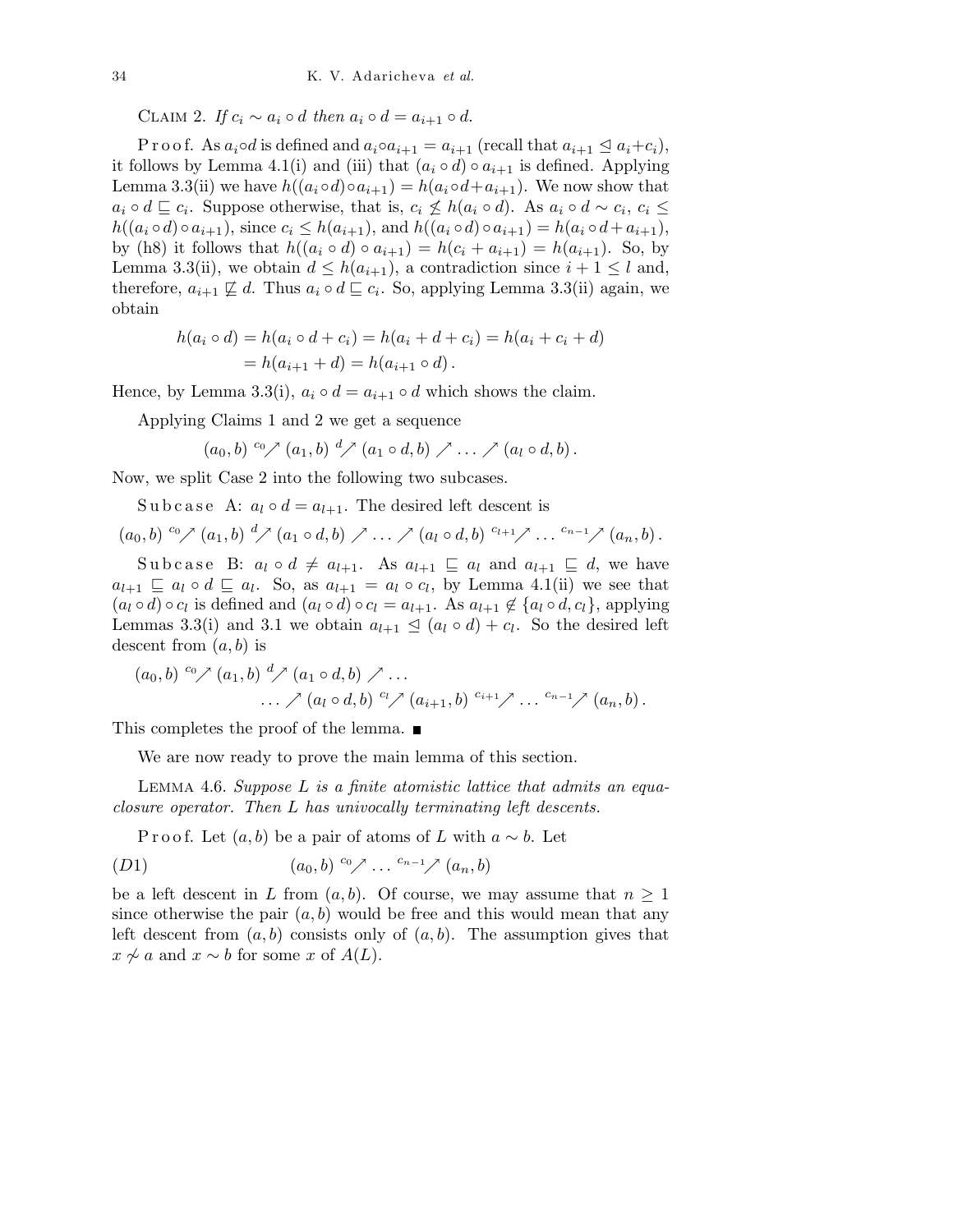Claim 2. *If $c_i \sim a_i \circ d$ then $a_i \circ d = a_{i+1} \circ d$.*

Proof. As $a_i \circ d$ is defined and $a_i \circ a_{i+1} = a_{i+1}$ (recall that $a_{i+1} \trianglelefteq a_i + c_i$), it follows by Lemma 4.1(i) and (iii) that $(a_i \circ d) \circ a_{i+1}$ is defined. Applying Lemma 3.3(ii) we have $h((a_i \circ d) \circ a_{i+1}) = h(a_i \circ d + a_{i+1})$. We now show that $a_i \circ d \sqsubseteq c_i$. Suppose otherwise, that is, $c_i \not\leq h(a_i \circ d)$. As $a_i \circ d \sim c_i$, $c_i \leq h((a_i \circ d) \circ a_{i+1})$, since $c_i \leq h(a_{i+1})$, and $h((a_i \circ d) \circ a_{i+1}) = h(a_i \circ d + a_{i+1})$, by (h8) it follows that $h((a_i \circ d) \circ a_{i+1}) = h(c_i + a_{i+1}) = h(a_{i+1})$. So, by Lemma 3.3(ii), we obtain $d \leq h(a_{i+1})$, a contradiction since $i + 1 \leq l$ and, therefore, $a_{i+1} \not\sqsubseteq d$. Thus $a_i \circ d \sqsubseteq c_i$. So, applying Lemma 3.3(ii) again, we obtain

$$\begin{aligned} h(a_i \circ d) &= h(a_i \circ d + c_i) = h(a_i + d + c_i) = h(a_i + c_i + d) \\ &= h(a_{i+1} + d) = h(a_{i+1} \circ d)\,. \end{aligned}$$

Hence, by Lemma 3.3(i), $a_i \circ d = a_{i+1} \circ d$ which shows the claim.

Applying Claims 1 and 2 we get a sequence

$$(a_0, b) \ {}^{c_0}\!\!\nearrow (a_1, b) \ {}^{d}\!\!\nearrow (a_1 \circ d, b) \nearrow \ldots \nearrow (a_l \circ d, b)\,.$$

Now, we split Case 2 into the following two subcases.

Subcase A: $a_l \circ d = a_{l+1}$. The desired left descent is

$$(a_0, b) \ {}^{c_0}\!\!\nearrow (a_1, b) \ {}^{d}\!\!\nearrow (a_1 \circ d, b) \nearrow \ldots \nearrow (a_l \circ d, b) \ {}^{c_{l+1}}\!\!\nearrow \ldots \ {}^{c_{n-1}}\!\!\nearrow (a_n, b)\,.$$

Subcase B: $a_l \circ d \neq a_{l+1}$. As $a_{l+1} \sqsubseteq a_l$ and $a_{l+1} \sqsubseteq d$, we have $a_{l+1} \sqsubseteq a_l \circ d \sqsubseteq a_l$. So, as $a_{l+1} = a_l \circ c_l$, by Lemma 4.1(ii) we see that $(a_l \circ d) \circ c_l$ is defined and $(a_l \circ d) \circ c_l = a_{l+1}$. As $a_{l+1} \notin \{a_l \circ d, c_l\}$, applying Lemmas 3.3(i) and 3.1 we obtain $a_{l+1} \trianglelefteq (a_l \circ d) + c_l$. So the desired left descent from $(a, b)$ is

$$\begin{aligned} (a_0, b) \ {}^{c_0}\!\!\nearrow (a_1, b) \ {}^{d}\!\!\nearrow (a_1 \circ d, b) \nearrow \ldots \\ \ldots \nearrow (a_l \circ d, b) \ {}^{c_l}\!\!\nearrow (a_{i+1}, b) \ {}^{c_{i+1}}\!\!\nearrow \ldots \ {}^{c_{n-1}}\!\!\nearrow (a_n, b)\,. \end{aligned}$$

This completes the proof of the lemma. ∎

We are now ready to prove the main lemma of this section.

Lemma 4.6. *Suppose $L$ is a finite atomistic lattice that admits an equa-closure operator. Then $L$ has univocally terminating left descents.*

Proof. Let $(a, b)$ be a pair of atoms of $L$ with $a \sim b$. Let

$$(D1) \qquad\qquad (a_0, b) \ {}^{c_0}\!\!\nearrow \ldots \ {}^{c_{n-1}}\!\!\nearrow (a_n, b)$$

be a left descent in $L$ from $(a, b)$. Of course, we may assume that $n \geq 1$ since otherwise the pair $(a, b)$ would be free and this would mean that any left descent from $(a, b)$ consists only of $(a, b)$. The assumption gives that $x \not\sim a$ and $x \sim b$ for some $x$ of $A(L)$.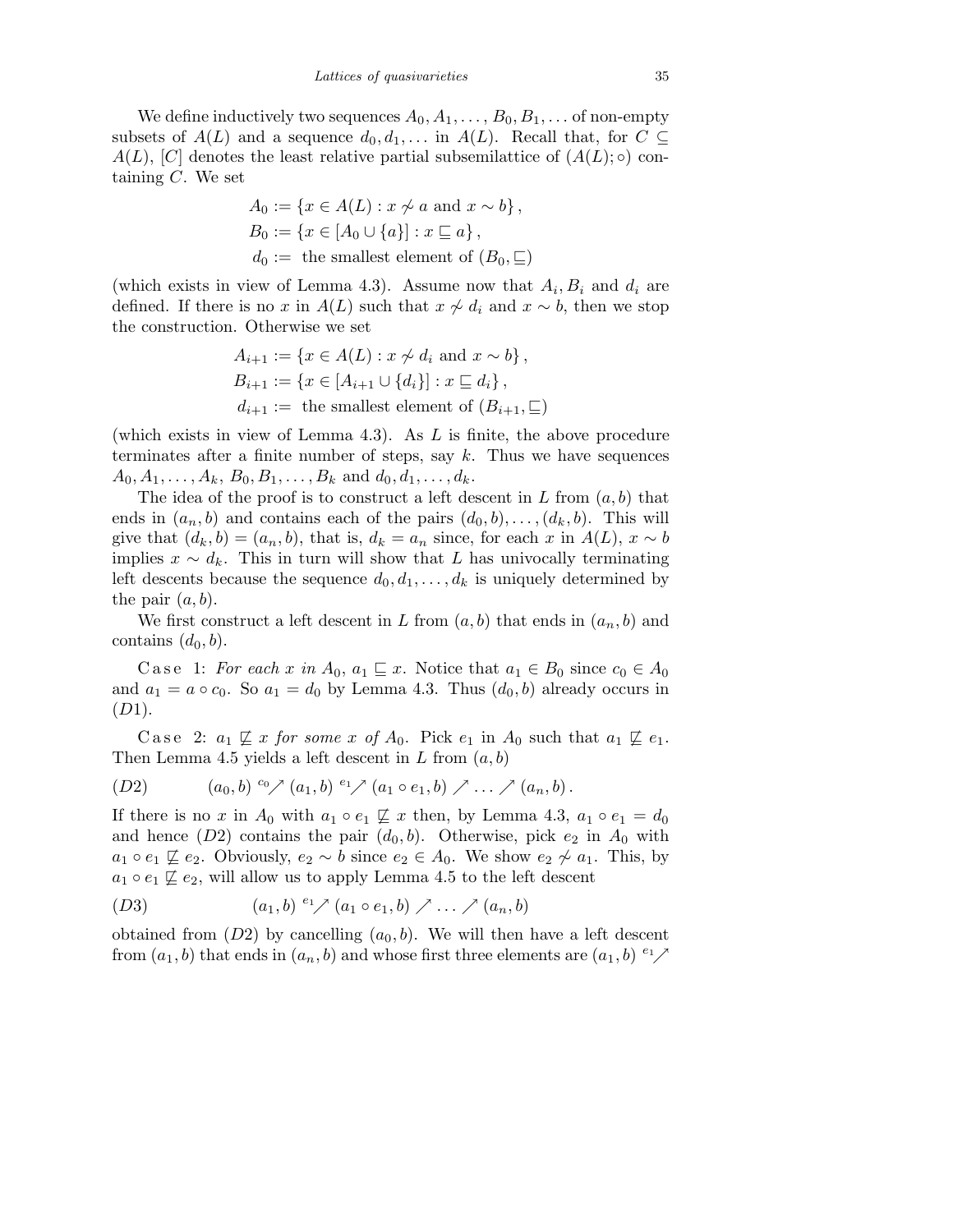We define inductively two sequences $A_0, A_1, \ldots, B_0, B_1, \ldots$ of non-empty subsets of $A(L)$ and a sequence $d_0, d_1, \ldots$ in $A(L)$. Recall that, for $C \subseteq A(L)$, $[C]$ denotes the least relative partial subsemilattice of $(A(L); \circ)$ containing $C$. We set

$$\begin{aligned}
A_0 &:= \{x \in A(L) : x \not\sim a \text{ and } x \sim b\}\,,\\
B_0 &:= \{x \in [A_0 \cup \{a\}] : x \sqsubseteq a\}\,,\\
d_0 &:= \text{ the smallest element of } (B_0, \sqsubseteq)
\end{aligned}$$

(which exists in view of Lemma 4.3). Assume now that $A_i, B_i$ and $d_i$ are defined. If there is no $x$ in $A(L)$ such that $x \not\sim d_i$ and $x \sim b$, then we stop the construction. Otherwise we set

$$\begin{aligned}
A_{i+1} &:= \{x \in A(L) : x \not\sim d_i \text{ and } x \sim b\}\,,\\
B_{i+1} &:= \{x \in [A_{i+1} \cup \{d_i\}] : x \sqsubseteq d_i\}\,,\\
d_{i+1} &:= \text{ the smallest element of } (B_{i+1}, \sqsubseteq)
\end{aligned}$$

(which exists in view of Lemma 4.3). As $L$ is finite, the above procedure terminates after a finite number of steps, say $k$. Thus we have sequences $A_0, A_1, \ldots, A_k$, $B_0, B_1, \ldots, B_k$ and $d_0, d_1, \ldots, d_k$.

The idea of the proof is to construct a left descent in $L$ from $(a, b)$ that ends in $(a_n, b)$ and contains each of the pairs $(d_0, b), \ldots, (d_k, b)$. This will give that $(d_k, b) = (a_n, b)$, that is, $d_k = a_n$ since, for each $x$ in $A(L)$, $x \sim b$ implies $x \sim d_k$. This in turn will show that $L$ has univocally terminating left descents because the sequence $d_0, d_1, \ldots, d_k$ is uniquely determined by the pair $(a, b)$.

We first construct a left descent in $L$ from $(a, b)$ that ends in $(a_n, b)$ and contains $(d_0, b)$.

Case 1: *For each $x$ in $A_0$, $a_1 \sqsubseteq x$.* Notice that $a_1 \in B_0$ since $c_0 \in A_0$ and $a_1 = a \circ c_0$. So $a_1 = d_0$ by Lemma 4.3. Thus $(d_0, b)$ already occurs in $(D1)$.

Case 2: *$a_1 \not\sqsubseteq x$ for some $x$ of $A_0$.* Pick $e_1$ in $A_0$ such that $a_1 \not\sqsubseteq e_1$. Then Lemma 4.5 yields a left descent in $L$ from $(a, b)$

$$(D2) \qquad (a_0, b) \;{}^{c_0}\!\nearrow (a_1, b) \;{}^{e_1}\!\nearrow (a_1 \circ e_1, b) \nearrow \ldots \nearrow (a_n, b)\,.$$

If there is no $x$ in $A_0$ with $a_1 \circ e_1 \not\sqsubseteq x$ then, by Lemma 4.3, $a_1 \circ e_1 = d_0$ and hence $(D2)$ contains the pair $(d_0, b)$. Otherwise, pick $e_2$ in $A_0$ with $a_1 \circ e_1 \not\sqsubseteq e_2$. Obviously, $e_2 \sim b$ since $e_2 \in A_0$. We show $e_2 \not\sim a_1$. This, by $a_1 \circ e_1 \not\sqsubseteq e_2$, will allow us to apply Lemma 4.5 to the left descent

$$(D3) \qquad (a_1, b) \;{}^{e_1}\!\nearrow (a_1 \circ e_1, b) \nearrow \ldots \nearrow (a_n, b)$$

obtained from $(D2)$ by cancelling $(a_0, b)$. We will then have a left descent from $(a_1, b)$ that ends in $(a_n, b)$ and whose first three elements are $(a_1, b) \;{}^{e_1}\!\nearrow$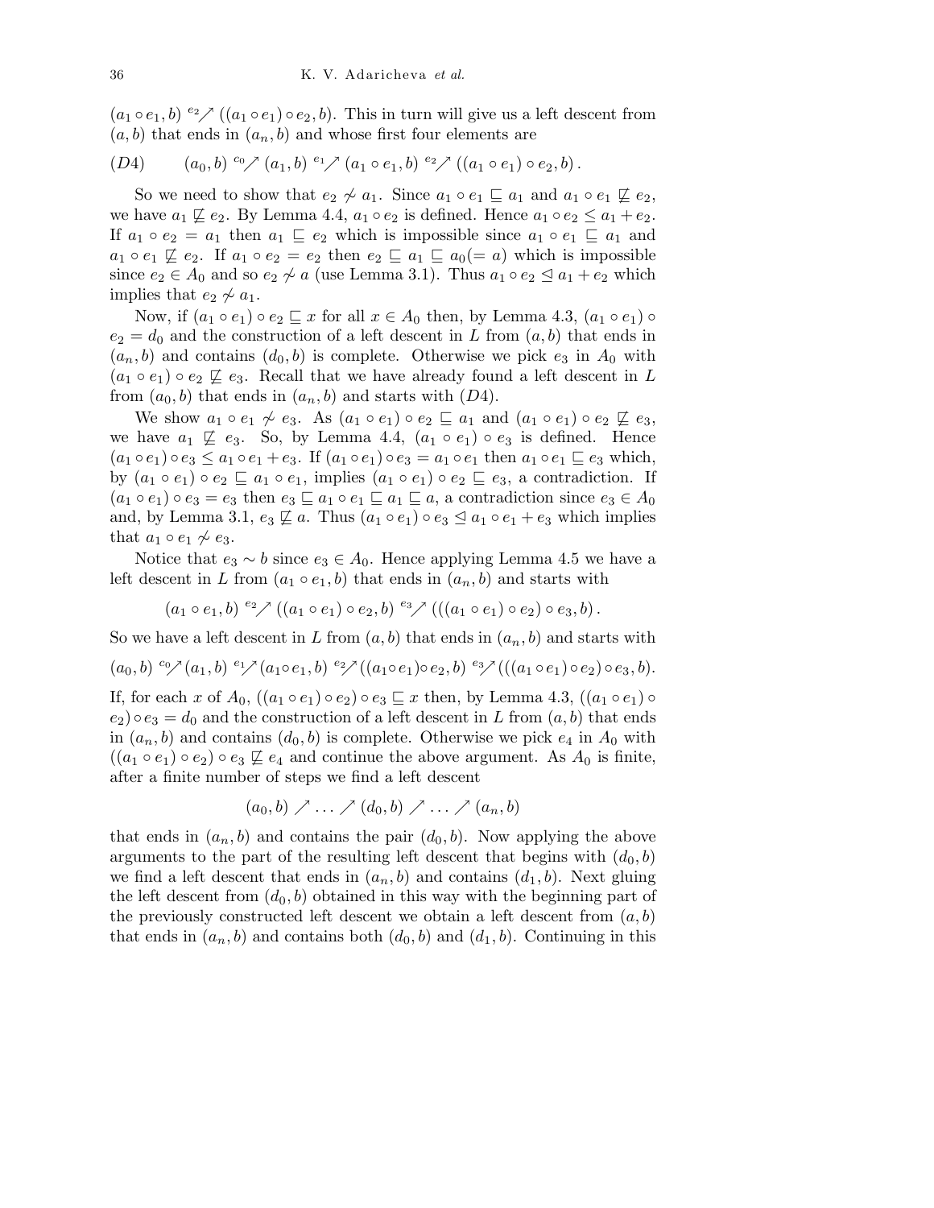$(a_1 \circ e_1, b) \ {}^{e_2}\!\!\nearrow ((a_1 \circ e_1) \circ e_2, b)$. This in turn will give us a left descent from $(a, b)$ that ends in $(a_n, b)$ and whose first four elements are

$$(D4) \qquad (a_0, b) \ {}^{c_0}\!\!\nearrow (a_1, b) \ {}^{e_1}\!\!\nearrow (a_1 \circ e_1, b) \ {}^{e_2}\!\!\nearrow ((a_1 \circ e_1) \circ e_2, b).$$

So we need to show that $e_2 \not\sim a_1$. Since $a_1 \circ e_1 \sqsubseteq a_1$ and $a_1 \circ e_1 \not\sqsubseteq e_2$, we have $a_1 \not\sqsubseteq e_2$. By Lemma 4.4, $a_1 \circ e_2$ is defined. Hence $a_1 \circ e_2 \leq a_1 + e_2$. If $a_1 \circ e_2 = a_1$ then $a_1 \sqsubseteq e_2$ which is impossible since $a_1 \circ e_1 \sqsubseteq a_1$ and $a_1 \circ e_1 \not\sqsubseteq e_2$. If $a_1 \circ e_2 = e_2$ then $e_2 \sqsubseteq a_1 \sqsubseteq a_0 (= a)$ which is impossible since $e_2 \in A_0$ and so $e_2 \not\sim a$ (use Lemma 3.1). Thus $a_1 \circ e_2 \trianglelefteq a_1 + e_2$ which implies that $e_2 \not\sim a_1$.

Now, if $(a_1 \circ e_1) \circ e_2 \sqsubseteq x$ for all $x \in A_0$ then, by Lemma 4.3, $(a_1 \circ e_1) \circ e_2 = d_0$ and the construction of a left descent in $L$ from $(a, b)$ that ends in $(a_n, b)$ and contains $(d_0, b)$ is complete. Otherwise we pick $e_3$ in $A_0$ with $(a_1 \circ e_1) \circ e_2 \not\sqsubseteq e_3$. Recall that we have already found a left descent in $L$ from $(a_0, b)$ that ends in $(a_n, b)$ and starts with $(D4)$.

We show $a_1 \circ e_1 \not\sim e_3$. As $(a_1 \circ e_1) \circ e_2 \sqsubseteq a_1$ and $(a_1 \circ e_1) \circ e_2 \not\sqsubseteq e_3$, we have $a_1 \not\sqsubseteq e_3$. So, by Lemma 4.4, $(a_1 \circ e_1) \circ e_3$ is defined. Hence $(a_1 \circ e_1) \circ e_3 \leq a_1 \circ e_1 + e_3$. If $(a_1 \circ e_1) \circ e_3 = a_1 \circ e_1$ then $a_1 \circ e_1 \sqsubseteq e_3$ which, by $(a_1 \circ e_1) \circ e_2 \sqsubseteq a_1 \circ e_1$, implies $(a_1 \circ e_1) \circ e_2 \sqsubseteq e_3$, a contradiction. If $(a_1 \circ e_1) \circ e_3 = e_3$ then $e_3 \sqsubseteq a_1 \circ e_1 \sqsubseteq a_1 \sqsubseteq a$, a contradiction since $e_3 \in A_0$ and, by Lemma 3.1, $e_3 \not\sqsubseteq a$. Thus $(a_1 \circ e_1) \circ e_3 \trianglelefteq a_1 \circ e_1 + e_3$ which implies that $a_1 \circ e_1 \not\sim e_3$.

Notice that $e_3 \sim b$ since $e_3 \in A_0$. Hence applying Lemma 4.5 we have a left descent in $L$ from $(a_1 \circ e_1, b)$ that ends in $(a_n, b)$ and starts with

$$(a_1 \circ e_1, b) \ {}^{e_2}\!\!\nearrow ((a_1 \circ e_1) \circ e_2, b) \ {}^{e_3}\!\!\nearrow (((a_1 \circ e_1) \circ e_2) \circ e_3, b).$$

So we have a left descent in $L$ from $(a, b)$ that ends in $(a_n, b)$ and starts with

$$(a_0, b) \ {}^{c_0}\!\!\nearrow (a_1, b) \ {}^{e_1}\!\!\nearrow (a_1 \circ e_1, b) \ {}^{e_2}\!\!\nearrow ((a_1 \circ e_1) \circ e_2, b) \ {}^{e_3}\!\!\nearrow (((a_1 \circ e_1) \circ e_2) \circ e_3, b).$$

If, for each $x$ of $A_0$, $((a_1 \circ e_1) \circ e_2) \circ e_3 \sqsubseteq x$ then, by Lemma 4.3, $((a_1 \circ e_1) \circ e_2) \circ e_3 = d_0$ and the construction of a left descent in $L$ from $(a, b)$ that ends in $(a_n, b)$ and contains $(d_0, b)$ is complete. Otherwise we pick $e_4$ in $A_0$ with $((a_1 \circ e_1) \circ e_2) \circ e_3 \not\sqsubseteq e_4$ and continue the above argument. As $A_0$ is finite, after a finite number of steps we find a left descent

$$(a_0, b) \nearrow \ldots \nearrow (d_0, b) \nearrow \ldots \nearrow (a_n, b)$$

that ends in $(a_n, b)$ and contains the pair $(d_0, b)$. Now applying the above arguments to the part of the resulting left descent that begins with $(d_0, b)$ we find a left descent that ends in $(a_n, b)$ and contains $(d_1, b)$. Next gluing the left descent from $(d_0, b)$ obtained in this way with the beginning part of the previously constructed left descent we obtain a left descent from $(a, b)$ that ends in $(a_n, b)$ and contains both $(d_0, b)$ and $(d_1, b)$. Continuing in this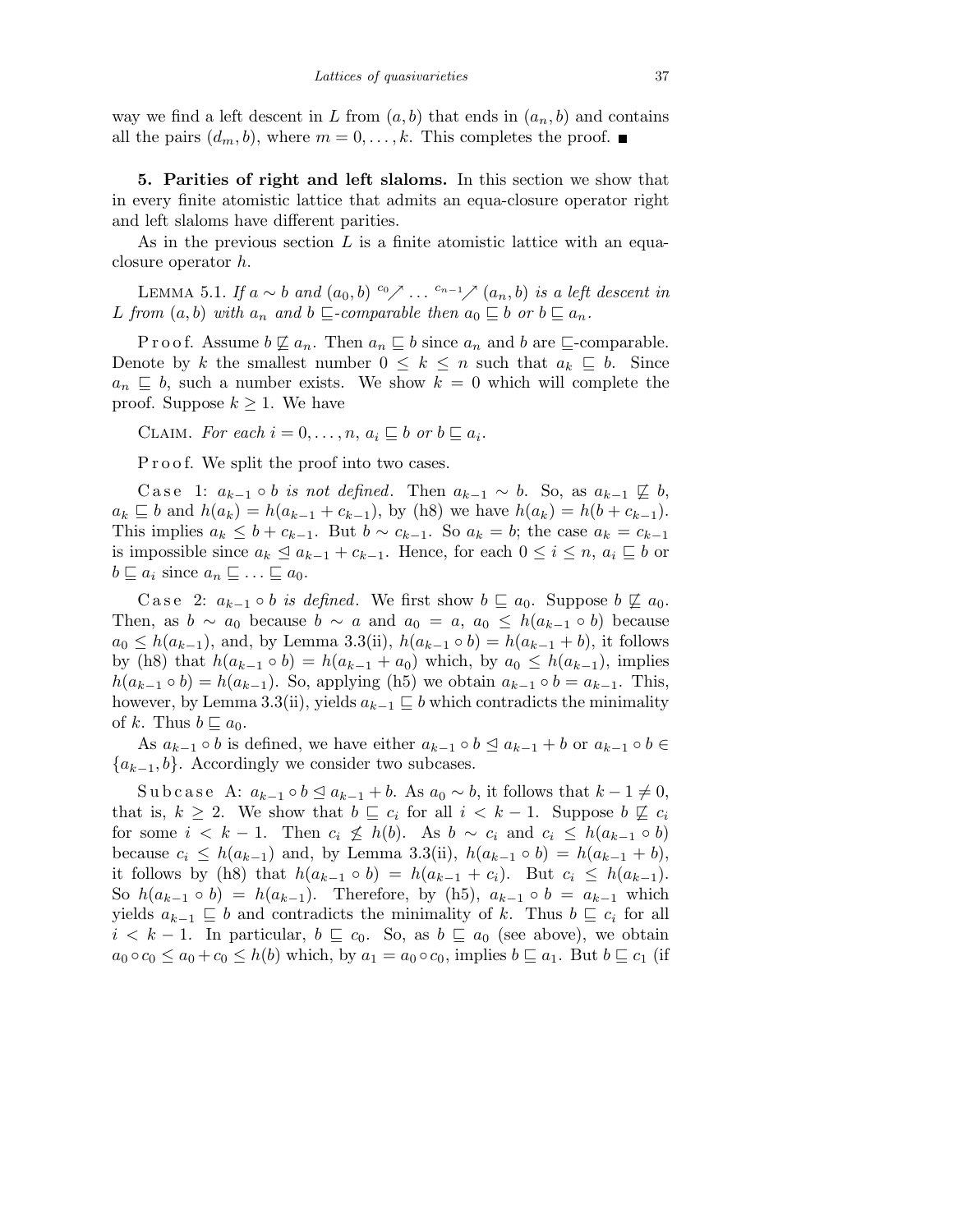way we find a left descent in $L$ from $(a, b)$ that ends in $(a_n, b)$ and contains all the pairs $(d_m, b)$, where $m = 0, \ldots, k$. This completes the proof. ∎

**5. Parities of right and left slaloms.** In this section we show that in every finite atomistic lattice that admits an equa-closure operator right and left slaloms have different parities.

As in the previous section $L$ is a finite atomistic lattice with an equa-closure operator $h$.

LEMMA 5.1. *If $a \sim b$ and $(a_0, b) \overset{c_0}{\nearrow} \ldots \overset{c_{n-1}}{\nearrow} (a_n, b)$ is a left descent in $L$ from $(a, b)$ with $a_n$ and $b$ $\sqsubseteq$-comparable then $a_0 \sqsubseteq b$ or $b \sqsubseteq a_n$.*

Proof. Assume $b \not\sqsubseteq a_n$. Then $a_n \sqsubseteq b$ since $a_n$ and $b$ are $\sqsubseteq$-comparable. Denote by $k$ the smallest number $0 \le k \le n$ such that $a_k \sqsubseteq b$. Since $a_n \sqsubseteq b$, such a number exists. We show $k = 0$ which will complete the proof. Suppose $k \ge 1$. We have

CLAIM. *For each $i = 0, \ldots, n$, $a_i \sqsubseteq b$ or $b \sqsubseteq a_i$.*

Proof. We split the proof into two cases.

Case 1: *$a_{k-1} \circ b$ is not defined.* Then $a_{k-1} \sim b$. So, as $a_{k-1} \not\sqsubseteq b$, $a_k \sqsubseteq b$ and $h(a_k) = h(a_{k-1} + c_{k-1})$, by (h8) we have $h(a_k) = h(b + c_{k-1})$. This implies $a_k \le b + c_{k-1}$. But $b \sim c_{k-1}$. So $a_k = b$; the case $a_k = c_{k-1}$ is impossible since $a_k \trianglelefteq a_{k-1} + c_{k-1}$. Hence, for each $0 \le i \le n$, $a_i \sqsubseteq b$ or $b \sqsubseteq a_i$ since $a_n \sqsubseteq \ldots \sqsubseteq a_0$.

Case 2: *$a_{k-1} \circ b$ is defined.* We first show $b \sqsubseteq a_0$. Suppose $b \not\sqsubseteq a_0$. Then, as $b \sim a_0$ because $b \sim a$ and $a_0 = a$, $a_0 \le h(a_{k-1} \circ b)$ because $a_0 \le h(a_{k-1})$, and, by Lemma 3.3(ii), $h(a_{k-1} \circ b) = h(a_{k-1} + b)$, it follows by (h8) that $h(a_{k-1} \circ b) = h(a_{k-1} + a_0)$ which, by $a_0 \le h(a_{k-1})$, implies $h(a_{k-1} \circ b) = h(a_{k-1})$. So, applying (h5) we obtain $a_{k-1} \circ b = a_{k-1}$. This, however, by Lemma 3.3(ii), yields $a_{k-1} \sqsubseteq b$ which contradicts the minimality of $k$. Thus $b \sqsubseteq a_0$.

As $a_{k-1} \circ b$ is defined, we have either $a_{k-1} \circ b \trianglelefteq a_{k-1} + b$ or $a_{k-1} \circ b \in \{a_{k-1}, b\}$. Accordingly we consider two subcases.

Subcase A: $a_{k-1} \circ b \trianglelefteq a_{k-1} + b$. As $a_0 \sim b$, it follows that $k - 1 \ne 0$, that is, $k \ge 2$. We show that $b \sqsubseteq c_i$ for all $i < k - 1$. Suppose $b \not\sqsubseteq c_i$ for some $i < k - 1$. Then $c_i \not\le h(b)$. As $b \sim c_i$ and $c_i \le h(a_{k-1} \circ b)$ because $c_i \le h(a_{k-1})$ and, by Lemma 3.3(ii), $h(a_{k-1} \circ b) = h(a_{k-1} + b)$, it follows by (h8) that $h(a_{k-1} \circ b) = h(a_{k-1} + c_i)$. But $c_i \le h(a_{k-1})$. So $h(a_{k-1} \circ b) = h(a_{k-1})$. Therefore, by (h5), $a_{k-1} \circ b = a_{k-1}$ which yields $a_{k-1} \sqsubseteq b$ and contradicts the minimality of $k$. Thus $b \sqsubseteq c_i$ for all $i < k - 1$. In particular, $b \sqsubseteq c_0$. So, as $b \sqsubseteq a_0$ (see above), we obtain $a_0 \circ c_0 \le a_0 + c_0 \le h(b)$ which, by $a_1 = a_0 \circ c_0$, implies $b \sqsubseteq a_1$. But $b \sqsubseteq c_1$ (if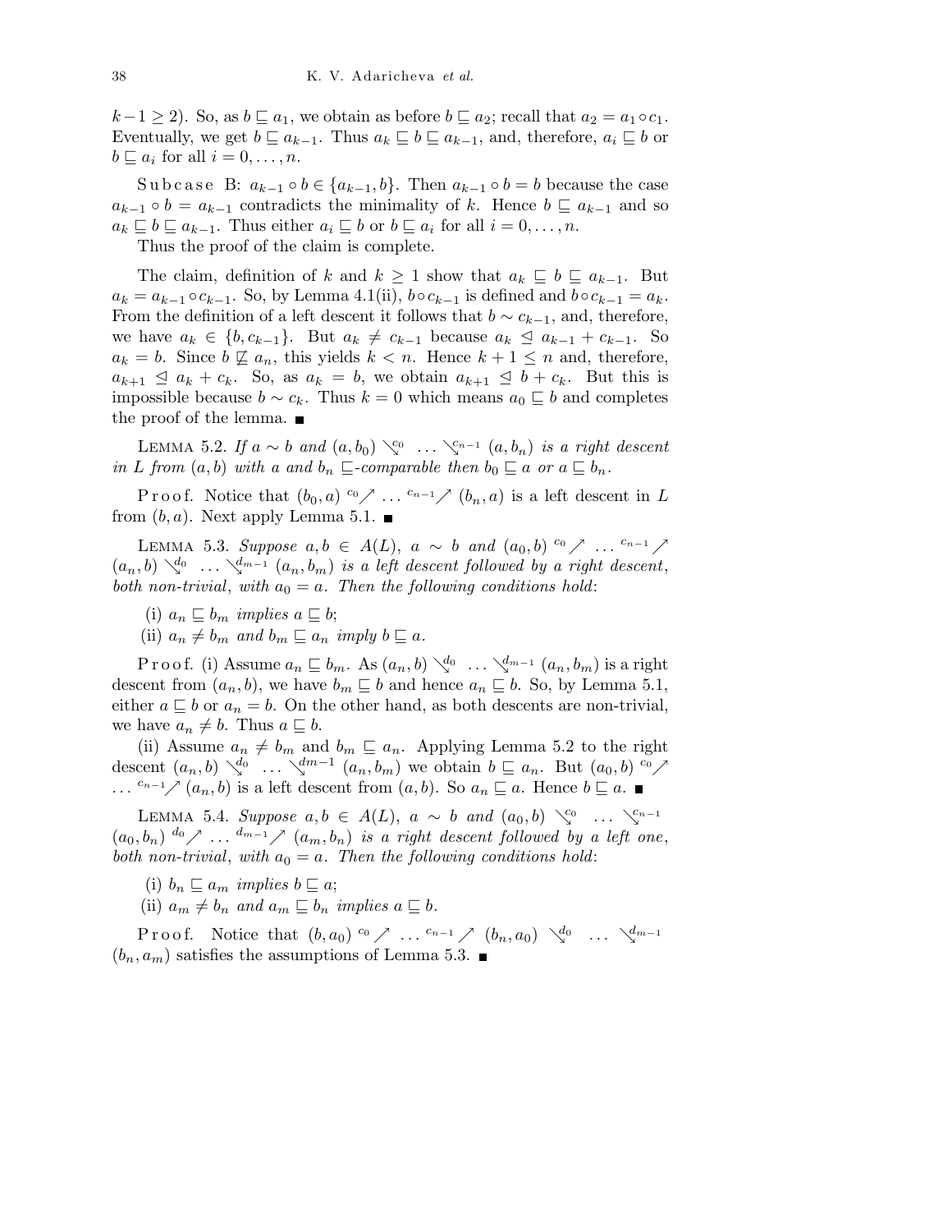$k-1 \geq 2$). So, as $b \sqsubseteq a_1$, we obtain as before $b \sqsubseteq a_2$; recall that $a_2 = a_1 \circ c_1$. Eventually, we get $b \sqsubseteq a_{k-1}$. Thus $a_k \sqsubseteq b \sqsubseteq a_{k-1}$, and, therefore, $a_i \sqsubseteq b$ or $b \sqsubseteq a_i$ for all $i = 0, \ldots, n$.

Subcase B: $a_{k-1} \circ b \in \{a_{k-1}, b\}$. Then $a_{k-1} \circ b = b$ because the case $a_{k-1} \circ b = a_{k-1}$ contradicts the minimality of $k$. Hence $b \sqsubseteq a_{k-1}$ and so $a_k \sqsubseteq b \sqsubseteq a_{k-1}$. Thus either $a_i \sqsubseteq b$ or $b \sqsubseteq a_i$ for all $i = 0, \ldots, n$.

Thus the proof of the claim is complete.

The claim, definition of $k$ and $k \geq 1$ show that $a_k \sqsubseteq b \sqsubseteq a_{k-1}$. But $a_k = a_{k-1} \circ c_{k-1}$. So, by Lemma 4.1(ii), $b \circ c_{k-1}$ is defined and $b \circ c_{k-1} = a_k$. From the definition of a left descent it follows that $b \sim c_{k-1}$, and, therefore, we have $a_k \in \{b, c_{k-1}\}$. But $a_k \neq c_{k-1}$ because $a_k \trianglelefteq a_{k-1} + c_{k-1}$. So $a_k = b$. Since $b \not\sqsubseteq a_n$, this yields $k < n$. Hence $k + 1 \leq n$ and, therefore, $a_{k+1} \trianglelefteq a_k + c_k$. So, as $a_k = b$, we obtain $a_{k+1} \trianglelefteq b + c_k$. But this is impossible because $b \sim c_k$. Thus $k = 0$ which means $a_0 \sqsubseteq b$ and completes the proof of the lemma. ∎

Lemma 5.2. *If $a \sim b$ and $(a, b_0) \searrow^{c_0} \ldots \searrow^{c_{n-1}} (a, b_n)$ is a right descent in $L$ from $(a, b)$ with $a$ and $b_n$ $\sqsubseteq$-comparable then $b_0 \sqsubseteq a$ or $a \sqsubseteq b_n$.*

Proof. Notice that $(b_0, a) \,{}^{c_0}\!\nearrow \ldots {}^{c_{n-1}}\!\nearrow (b_n, a)$ is a left descent in $L$ from $(b, a)$. Next apply Lemma 5.1. ∎

Lemma 5.3. *Suppose $a, b \in A(L)$, $a \sim b$ and $(a_0, b) \,{}^{c_0}\!\nearrow \ldots {}^{c_{n-1}}\!\nearrow (a_n, b) \searrow^{d_0} \ldots \searrow^{d_{m-1}} (a_n, b_m)$ is a left descent followed by a right descent, both non-trivial, with $a_0 = a$. Then the following conditions hold*:

(i) *$a_n \sqsubseteq b_m$ implies $a \sqsubseteq b$;*

(ii) *$a_n \neq b_m$ and $b_m \sqsubseteq a_n$ imply $b \sqsubseteq a$.*

Proof. (i) Assume $a_n \sqsubseteq b_m$. As $(a_n, b) \searrow^{d_0} \ldots \searrow^{d_{m-1}} (a_n, b_m)$ is a right descent from $(a_n, b)$, we have $b_m \sqsubseteq b$ and hence $a_n \sqsubseteq b$. So, by Lemma 5.1, either $a \sqsubseteq b$ or $a_n = b$. On the other hand, as both descents are non-trivial, we have $a_n \neq b$. Thus $a \sqsubseteq b$.

(ii) Assume $a_n \neq b_m$ and $b_m \sqsubseteq a_n$. Applying Lemma 5.2 to the right descent $(a_n, b) \searrow^{d_0} \ldots \searrow^{dm-1} (a_n, b_m)$ we obtain $b \sqsubseteq a_n$. But $(a_0, b) \,{}^{c_0}\!\nearrow \ldots {}^{c_{n-1}}\!\nearrow (a_n, b)$ is a left descent from $(a, b)$. So $a_n \sqsubseteq a$. Hence $b \sqsubseteq a$. ∎

Lemma 5.4. *Suppose $a, b \in A(L)$, $a \sim b$ and $(a_0, b) \searrow^{c_0} \ldots \searrow^{c_{n-1}} (a_0, b_n) \,{}^{d_0}\!\nearrow \ldots {}^{d_{m-1}}\!\nearrow (a_m, b_n)$ is a right descent followed by a left one, both non-trivial, with $a_0 = a$. Then the following conditions hold*:

(i) *$b_n \sqsubseteq a_m$ implies $b \sqsubseteq a$;*

(ii) *$a_m \neq b_n$ and $a_m \sqsubseteq b_n$ implies $a \sqsubseteq b$.*

Proof. Notice that $(b, a_0) \,{}^{c_0}\!\nearrow \ldots {}^{c_{n-1}}\!\nearrow (b_n, a_0) \searrow^{d_0} \ldots \searrow^{d_{m-1}} (b_n, a_m)$ satisfies the assumptions of Lemma 5.3. ∎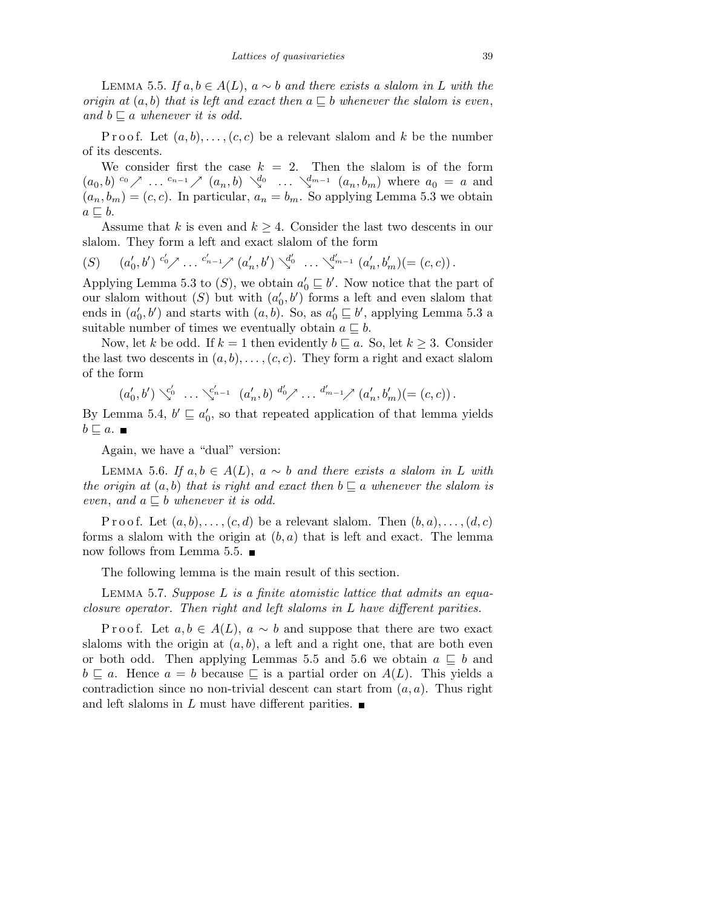Lemma 5.5. *If $a, b \in A(L)$, $a \sim b$ and there exists a slalom in $L$ with the origin at $(a, b)$ that is left and exact then $a \sqsubseteq b$ whenever the slalom is even, and $b \sqsubseteq a$ whenever it is odd.*

Proof. Let $(a, b), \ldots, (c, c)$ be a relevant slalom and $k$ be the number of its descents.

We consider first the case $k = 2$. Then the slalom is of the form $(a_0, b) \overset{c_0}{\nearrow} \ldots \overset{c_{n-1}}{\nearrow} (a_n, b) \searrow^{d_0} \ldots \searrow^{d_{m-1}} (a_n, b_m)$ where $a_0 = a$ and $(a_n, b_m) = (c, c)$. In particular, $a_n = b_m$. So applying Lemma 5.3 we obtain $a \sqsubseteq b$.

Assume that $k$ is even and $k \geq 4$. Consider the last two descents in our slalom. They form a left and exact slalom of the form

$$(S) \qquad (a'_0, b') \overset{c'_0}{\nearrow} \ldots \overset{c'_{n-1}}{\nearrow} (a'_n, b') \searrow^{d'_0} \ldots \searrow^{d'_{m-1}} (a'_n, b'_m)(= (c, c)).$$

Applying Lemma 5.3 to $(S)$, we obtain $a'_0 \sqsubseteq b'$. Now notice that the part of our slalom without $(S)$ but with $(a'_0, b')$ forms a left and even slalom that ends in $(a'_0, b')$ and starts with $(a, b)$. So, as $a'_0 \sqsubseteq b'$, applying Lemma 5.3 a suitable number of times we eventually obtain $a \sqsubseteq b$.

Now, let $k$ be odd. If $k = 1$ then evidently $b \sqsubseteq a$. So, let $k \geq 3$. Consider the last two descents in $(a, b), \ldots, (c, c)$. They form a right and exact slalom of the form

$$(a'_0, b') \searrow^{c'_0} \ldots \searrow^{c'_{n-1}} (a'_n, b) \overset{d'_0}{\nearrow} \ldots \overset{d'_{m-1}}{\nearrow} (a'_n, b'_m)(= (c, c)).$$

By Lemma 5.4, $b' \sqsubseteq a'_0$, so that repeated application of that lemma yields $b \sqsubseteq a$. ∎

Again, we have a "dual" version:

Lemma 5.6. *If $a, b \in A(L)$, $a \sim b$ and there exists a slalom in $L$ with the origin at $(a, b)$ that is right and exact then $b \sqsubseteq a$ whenever the slalom is even, and $a \sqsubseteq b$ whenever it is odd.*

Proof. Let $(a, b), \ldots, (c, d)$ be a relevant slalom. Then $(b, a), \ldots, (d, c)$ forms a slalom with the origin at $(b, a)$ that is left and exact. The lemma now follows from Lemma 5.5. ∎

The following lemma is the main result of this section.

Lemma 5.7. *Suppose $L$ is a finite atomistic lattice that admits an equaclosure operator. Then right and left slaloms in $L$ have different parities.*

Proof. Let $a, b \in A(L)$, $a \sim b$ and suppose that there are two exact slaloms with the origin at $(a, b)$, a left and a right one, that are both even or both odd. Then applying Lemmas 5.5 and 5.6 we obtain $a \sqsubseteq b$ and $b \sqsubseteq a$. Hence $a = b$ because $\sqsubseteq$ is a partial order on $A(L)$. This yields a contradiction since no non-trivial descent can start from $(a, a)$. Thus right and left slaloms in $L$ must have different parities. ∎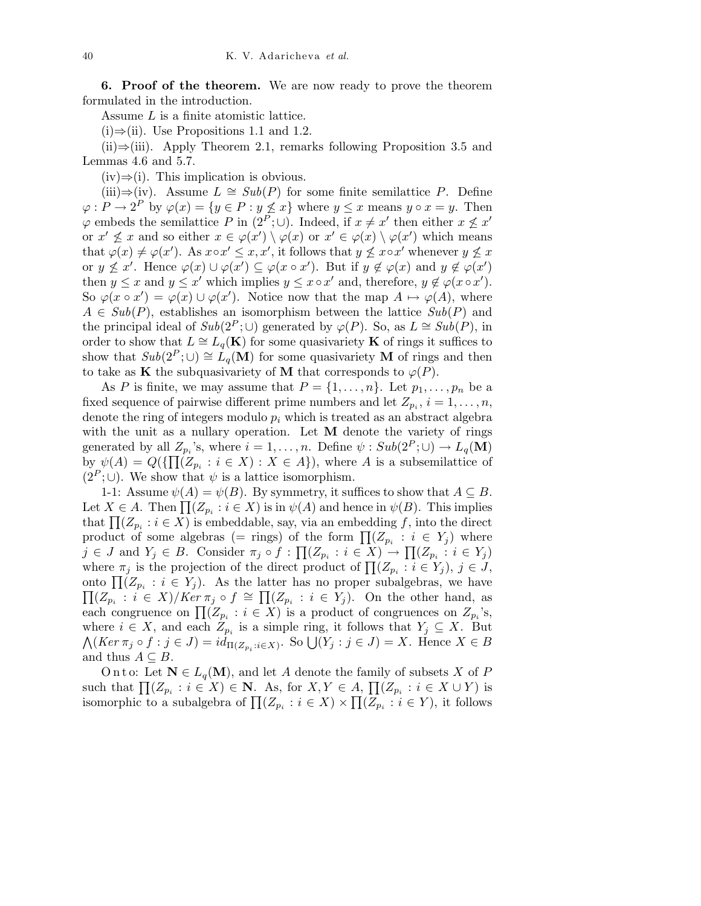**6. Proof of the theorem.** We are now ready to prove the theorem formulated in the introduction.

Assume $L$ is a finite atomistic lattice.

(i)$\Rightarrow$(ii). Use Propositions 1.1 and 1.2.

(ii)$\Rightarrow$(iii). Apply Theorem 2.1, remarks following Proposition 3.5 and Lemmas 4.6 and 5.7.

(iv)$\Rightarrow$(i). This implication is obvious.

(iii)$\Rightarrow$(iv). Assume $L \cong Sub(P)$ for some finite semilattice $P$. Define $\varphi : P \to 2^P$ by $\varphi(x) = \{y \in P : y \not\leq x\}$ where $y \leq x$ means $y \circ x = y$. Then $\varphi$ embeds the semilattice $P$ in $(2^P; \cup)$. Indeed, if $x \neq x'$ then either $x \not\leq x'$ or $x' \not\leq x$ and so either $x \in \varphi(x') \setminus \varphi(x)$ or $x' \in \varphi(x) \setminus \varphi(x')$ which means that $\varphi(x) \neq \varphi(x')$. As $x \circ x' \leq x, x'$, it follows that $y \not\leq x \circ x'$ whenever $y \not\leq x$ or $y \not\leq x'$. Hence $\varphi(x) \cup \varphi(x') \subseteq \varphi(x \circ x')$. But if $y \notin \varphi(x)$ and $y \notin \varphi(x')$ then $y \leq x$ and $y \leq x'$ which implies $y \leq x \circ x'$ and, therefore, $y \notin \varphi(x \circ x')$. So $\varphi(x \circ x') = \varphi(x) \cup \varphi(x')$. Notice now that the map $A \mapsto \varphi(A)$, where $A \in Sub(P)$, establishes an isomorphism between the lattice $Sub(P)$ and the principal ideal of $Sub(2^P; \cup)$ generated by $\varphi(P)$. So, as $L \cong Sub(P)$, in order to show that $L \cong L_q(\mathbf{K})$ for some quasivariety $\mathbf{K}$ of rings it suffices to show that $Sub(2^P; \cup) \cong L_q(\mathbf{M})$ for some quasivariety $\mathbf{M}$ of rings and then to take as $\mathbf{K}$ the subquasivariety of $\mathbf{M}$ that corresponds to $\varphi(P)$.

As $P$ is finite, we may assume that $P = \{1, \ldots, n\}$. Let $p_1, \ldots, p_n$ be a fixed sequence of pairwise different prime numbers and let $Z_{p_i}$, $i = 1, \ldots, n$, denote the ring of integers modulo $p_i$ which is treated as an abstract algebra with the unit as a nullary operation. Let $\mathbf{M}$ denote the variety of rings generated by all $Z_{p_i}$'s, where $i = 1, \ldots, n$. Define $\psi : Sub(2^P; \cup) \to L_q(\mathbf{M})$ by $\psi(A) = Q(\{\prod(Z_{p_i} : i \in X) : X \in A\})$, where $A$ is a subsemilattice of $(2^P; \cup)$. We show that $\psi$ is a lattice isomorphism.

1-1: Assume $\psi(A) = \psi(B)$. By symmetry, it suffices to show that $A \subseteq B$. Let $X \in A$. Then $\prod(Z_{p_i} : i \in X)$ is in $\psi(A)$ and hence in $\psi(B)$. This implies that $\prod(Z_{p_i} : i \in X)$ is embeddable, say, via an embedding $f$, into the direct product of some algebras (= rings) of the form $\prod(Z_{p_i} : i \in Y_j)$ where $j \in J$ and $Y_j \in B$. Consider $\pi_j \circ f : \prod(Z_{p_i} : i \in X) \to \prod(Z_{p_i} : i \in Y_j)$ where $\pi_j$ is the projection of the direct product of $\prod(Z_{p_i} : i \in Y_j)$, $j \in J$, onto $\prod(Z_{p_i} : i \in Y_j)$. As the latter has no proper subalgebras, we have $\prod(Z_{p_i} : i \in X)/Ker\, \pi_j \circ f \cong \prod(Z_{p_i} : i \in Y_j)$. On the other hand, as each congruence on $\prod(Z_{p_i} : i \in X)$ is a product of congruences on $Z_{p_i}$'s, where $i \in X$, and each $Z_{p_i}$ is a simple ring, it follows that $Y_j \subseteq X$. But $\bigwedge(Ker\, \pi_j \circ f : j \in J) = id_{\Pi(Z_{p_i} : i \in X)}$. So $\bigcup(Y_j : j \in J) = X$. Hence $X \in B$ and thus $A \subseteq B$.

O n t o: Let $\mathbf{N} \in L_q(\mathbf{M})$, and let $A$ denote the family of subsets $X$ of $P$ such that $\prod(Z_{p_i} : i \in X) \in \mathbf{N}$. As, for $X, Y \in A$, $\prod(Z_{p_i} : i \in X \cup Y)$ is isomorphic to a subalgebra of $\prod(Z_{p_i} : i \in X) \times \prod(Z_{p_i} : i \in Y)$, it follows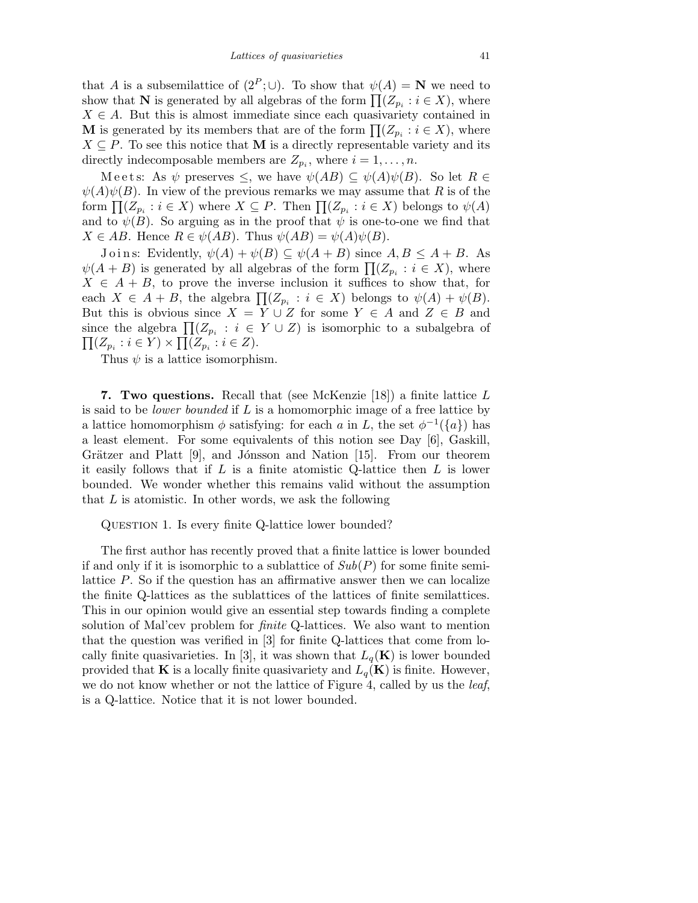that $A$ is a subsemilattice of $(2^P; \cup)$. To show that $\psi(A) = \mathbf{N}$ we need to show that $\mathbf{N}$ is generated by all algebras of the form $\prod(Z_{p_i} : i \in X)$, where $X \in A$. But this is almost immediate since each quasivariety contained in $\mathbf{M}$ is generated by its members that are of the form $\prod(Z_{p_i} : i \in X)$, where $X \subseteq P$. To see this notice that $\mathbf{M}$ is a directly representable variety and its directly indecomposable members are $Z_{p_i}$, where $i = 1, \ldots, n$.

Meets: As $\psi$ preserves $\leq$, we have $\psi(AB) \subseteq \psi(A)\psi(B)$. So let $R \in \psi(A)\psi(B)$. In view of the previous remarks we may assume that $R$ is of the form $\prod(Z_{p_i} : i \in X)$ where $X \subseteq P$. Then $\prod(Z_{p_i} : i \in X)$ belongs to $\psi(A)$ and to $\psi(B)$. So arguing as in the proof that $\psi$ is one-to-one we find that $X \in AB$. Hence $R \in \psi(AB)$. Thus $\psi(AB) = \psi(A)\psi(B)$.

Joins: Evidently, $\psi(A) + \psi(B) \subseteq \psi(A + B)$ since $A, B \leq A + B$. As $\psi(A + B)$ is generated by all algebras of the form $\prod(Z_{p_i} : i \in X)$, where $X \in A + B$, to prove the inverse inclusion it suffices to show that, for each $X \in A + B$, the algebra $\prod(Z_{p_i} : i \in X)$ belongs to $\psi(A) + \psi(B)$. But this is obvious since $X = Y \cup Z$ for some $Y \in A$ and $Z \in B$ and since the algebra $\prod(Z_{p_i} : i \in Y \cup Z)$ is isomorphic to a subalgebra of $\prod(Z_{p_i} : i \in Y) \times \prod(Z_{p_i} : i \in Z)$.

Thus $\psi$ is a lattice isomorphism.

**7. Two questions.** Recall that (see McKenzie [18]) a finite lattice $L$ is said to be *lower bounded* if $L$ is a homomorphic image of a free lattice by a lattice homomorphism $\phi$ satisfying: for each $a$ in $L$, the set $\phi^{-1}(\{a\})$ has a least element. For some equivalents of this notion see Day [6], Gaskill, Grätzer and Platt [9], and Jónsson and Nation [15]. From our theorem it easily follows that if $L$ is a finite atomistic Q-lattice then $L$ is lower bounded. We wonder whether this remains valid without the assumption that $L$ is atomistic. In other words, we ask the following

QUESTION 1. Is every finite Q-lattice lower bounded?

The first author has recently proved that a finite lattice is lower bounded if and only if it is isomorphic to a sublattice of $Sub(P)$ for some finite semilattice $P$. So if the question has an affirmative answer then we can localize the finite Q-lattices as the sublattices of the lattices of finite semilattices. This in our opinion would give an essential step towards finding a complete solution of Mal'cev problem for *finite* Q-lattices. We also want to mention that the question was verified in [3] for finite Q-lattices that come from locally finite quasivarieties. In [3], it was shown that $L_q(\mathbf{K})$ is lower bounded provided that $\mathbf{K}$ is a locally finite quasivariety and $L_q(\mathbf{K})$ is finite. However, we do not know whether or not the lattice of Figure 4, called by us the *leaf*, is a Q-lattice. Notice that it is not lower bounded.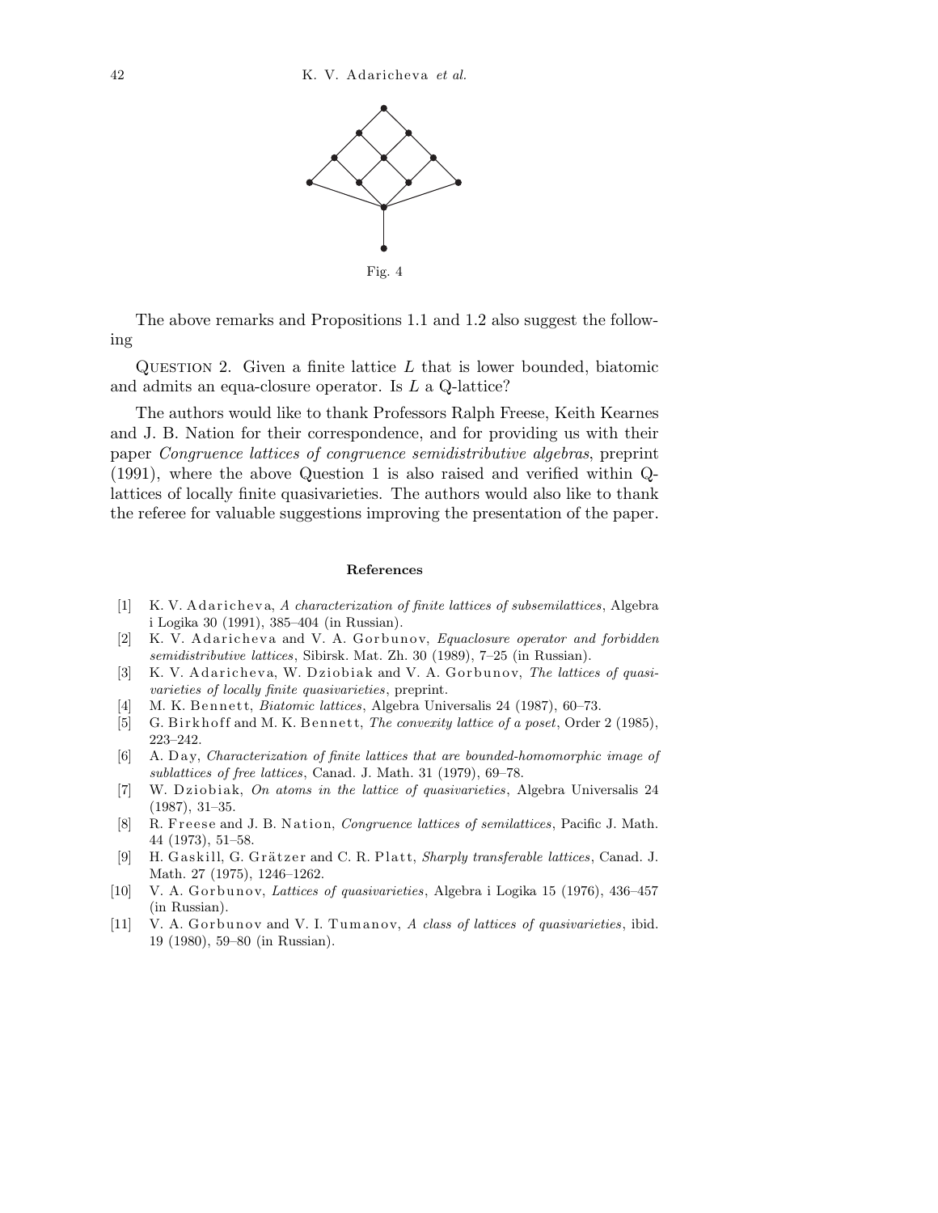Fig. 4

The above remarks and Propositions 1.1 and 1.2 also suggest the following

Question 2. Given a finite lattice $L$ that is lower bounded, biatomic and admits an equa-closure operator. Is $L$ a Q-lattice?

The authors would like to thank Professors Ralph Freese, Keith Kearnes and J. B. Nation for their correspondence, and for providing us with their paper *Congruence lattices of congruence semidistributive algebras*, preprint (1991), where the above Question 1 is also raised and verified within Q-lattices of locally finite quasivarieties. The authors would also like to thank the referee for valuable suggestions improving the presentation of the paper.

## References

[1] K. V. Adaricheva, *A characterization of finite lattices of subsemilattices*, Algebra i Logika 30 (1991), 385–404 (in Russian).

[2] K. V. Adaricheva and V. A. Gorbunov, *Equaclosure operator and forbidden semidistributive lattices*, Sibirsk. Mat. Zh. 30 (1989), 7–25 (in Russian).

[3] K. V. Adaricheva, W. Dziobiak and V. A. Gorbunov, *The lattices of quasivarieties of locally finite quasivarieties*, preprint.

[4] M. K. Bennett, *Biatomic lattices*, Algebra Universalis 24 (1987), 60–73.

[5] G. Birkhoff and M. K. Bennett, *The convexity lattice of a poset*, Order 2 (1985), 223–242.

[6] A. Day, *Characterization of finite lattices that are bounded-homomorphic image of sublattices of free lattices*, Canad. J. Math. 31 (1979), 69–78.

[7] W. Dziobiak, *On atoms in the lattice of quasivarieties*, Algebra Universalis 24 (1987), 31–35.

[8] R. Freese and J. B. Nation, *Congruence lattices of semilattices*, Pacific J. Math. 44 (1973), 51–58.

[9] H. Gaskill, G. Grätzer and C. R. Platt, *Sharply transferable lattices*, Canad. J. Math. 27 (1975), 1246–1262.

[10] V. A. Gorbunov, *Lattices of quasivarieties*, Algebra i Logika 15 (1976), 436–457 (in Russian).

[11] V. A. Gorbunov and V. I. Tumanov, *A class of lattices of quasivarieties*, ibid. 19 (1980), 59–80 (in Russian).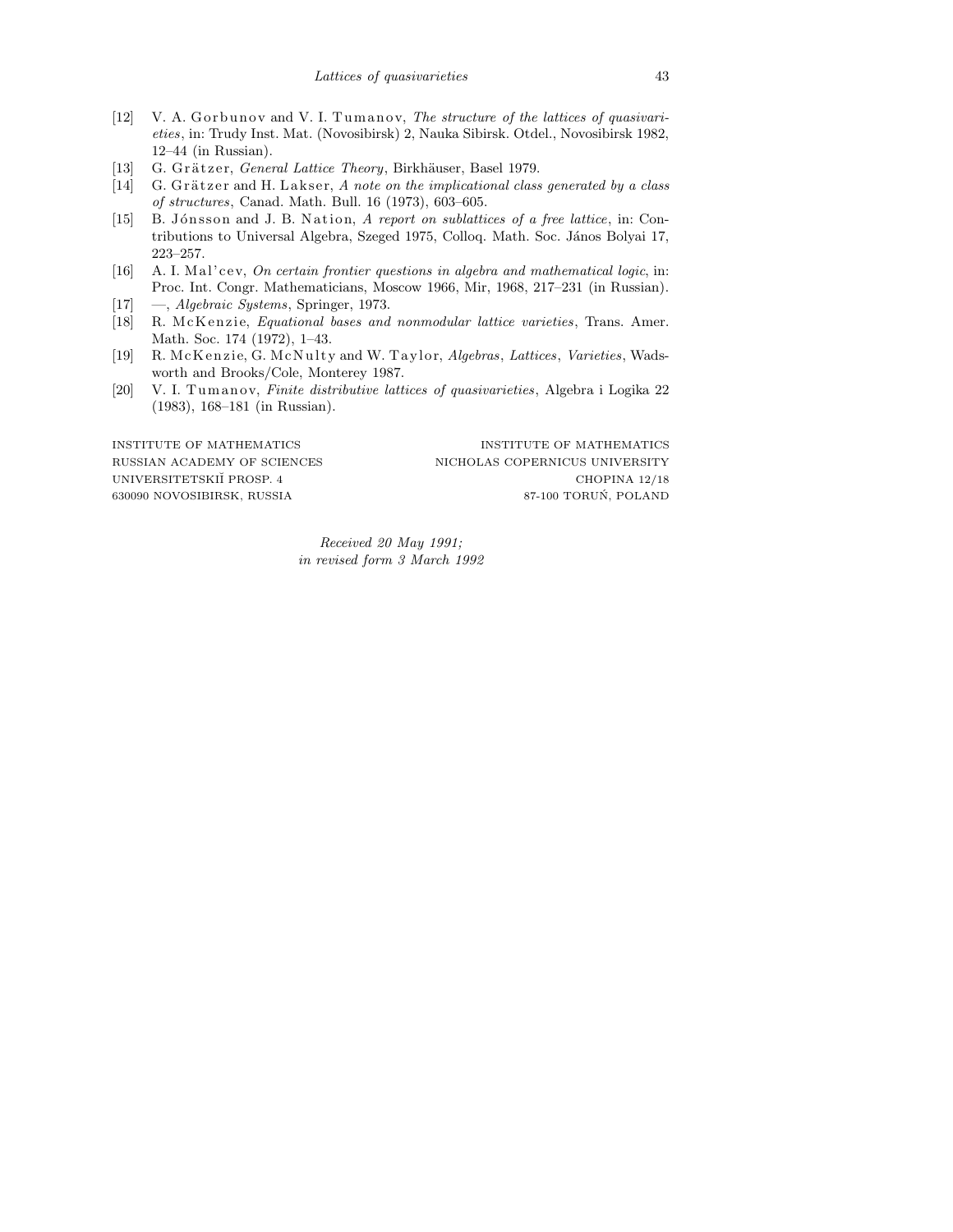[12] V. A. Gorbunov and V. I. Tumanov, *The structure of the lattices of quasivarieties*, in: Trudy Inst. Mat. (Novosibirsk) 2, Nauka Sibirsk. Otdel., Novosibirsk 1982, 12–44 (in Russian).

[13] G. Grätzer, *General Lattice Theory*, Birkhäuser, Basel 1979.

[14] G. Grätzer and H. Lakser, *A note on the implicational class generated by a class of structures*, Canad. Math. Bull. 16 (1973), 603–605.

[15] B. Jónsson and J. B. Nation, *A report on sublattices of a free lattice*, in: Contributions to Universal Algebra, Szeged 1975, Colloq. Math. Soc. János Bolyai 17, 223–257.

[16] A. I. Mal'cev, *On certain frontier questions in algebra and mathematical logic*, in: Proc. Int. Congr. Mathematicians, Moscow 1966, Mir, 1968, 217–231 (in Russian).

[17] —, *Algebraic Systems*, Springer, 1973.

[18] R. McKenzie, *Equational bases and nonmodular lattice varieties*, Trans. Amer. Math. Soc. 174 (1972), 1–43.

[19] R. McKenzie, G. McNulty and W. Taylor, *Algebras, Lattices, Varieties*, Wadsworth and Brooks/Cole, Monterey 1987.

[20] V. I. Tumanov, *Finite distributive lattices of quasivarieties*, Algebra i Logika 22 (1983), 168–181 (in Russian).

INSTITUTE OF MATHEMATICS
RUSSIAN ACADEMY OF SCIENCES
UNIVERSITETSKIĬ PROSP. 4
630090 NOVOSIBIRSK, RUSSIA

INSTITUTE OF MATHEMATICS
NICHOLAS COPERNICUS UNIVERSITY
CHOPINA 12/18
87-100 TORUŃ, POLAND

*Received 20 May 1991;*
*in revised form 3 March 1992*